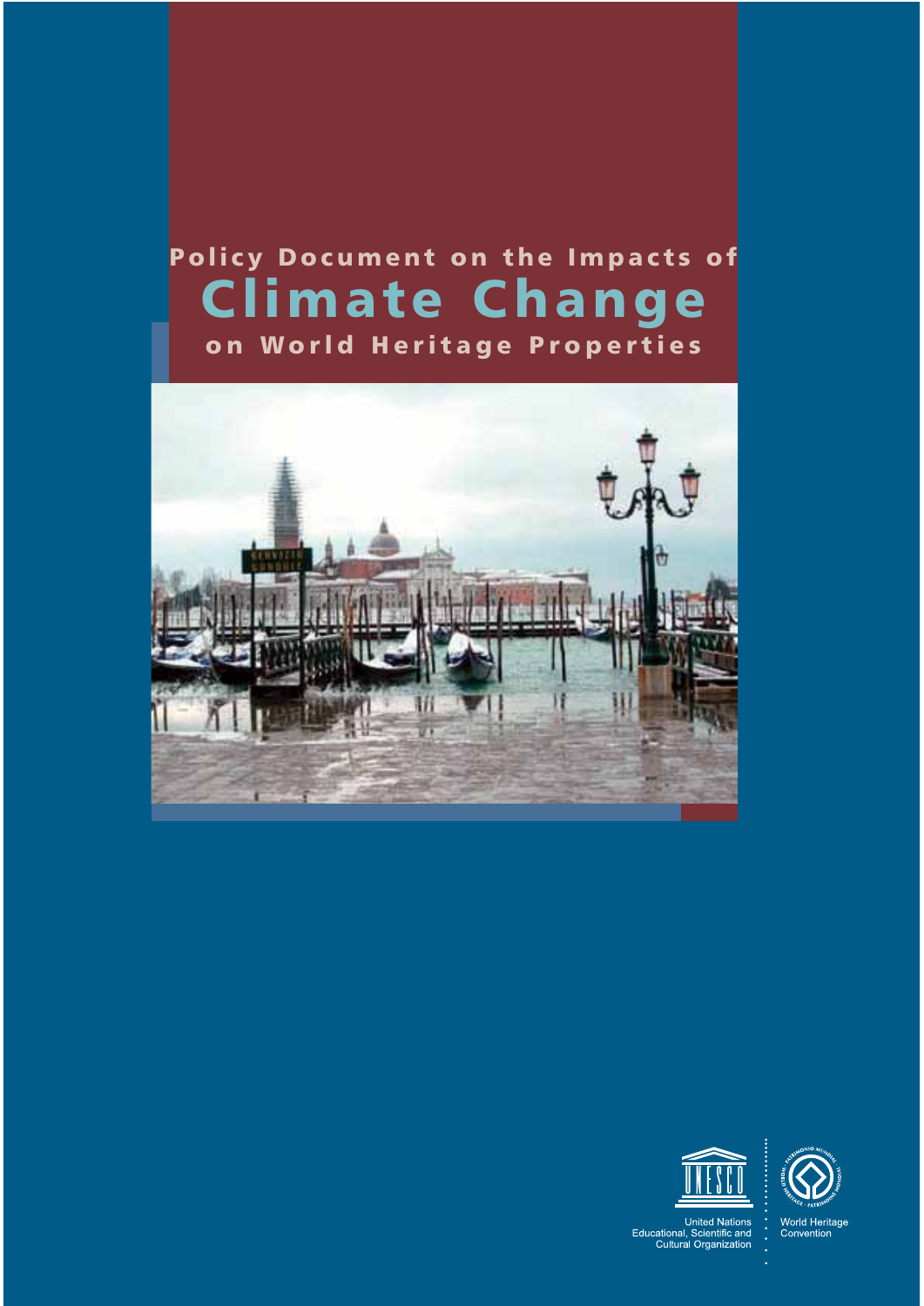# Policy Document on the Impacts of Climate Change on World Heritage Properties

United Nations Educational, Scientific and Cultural Organization

World Heritage Convention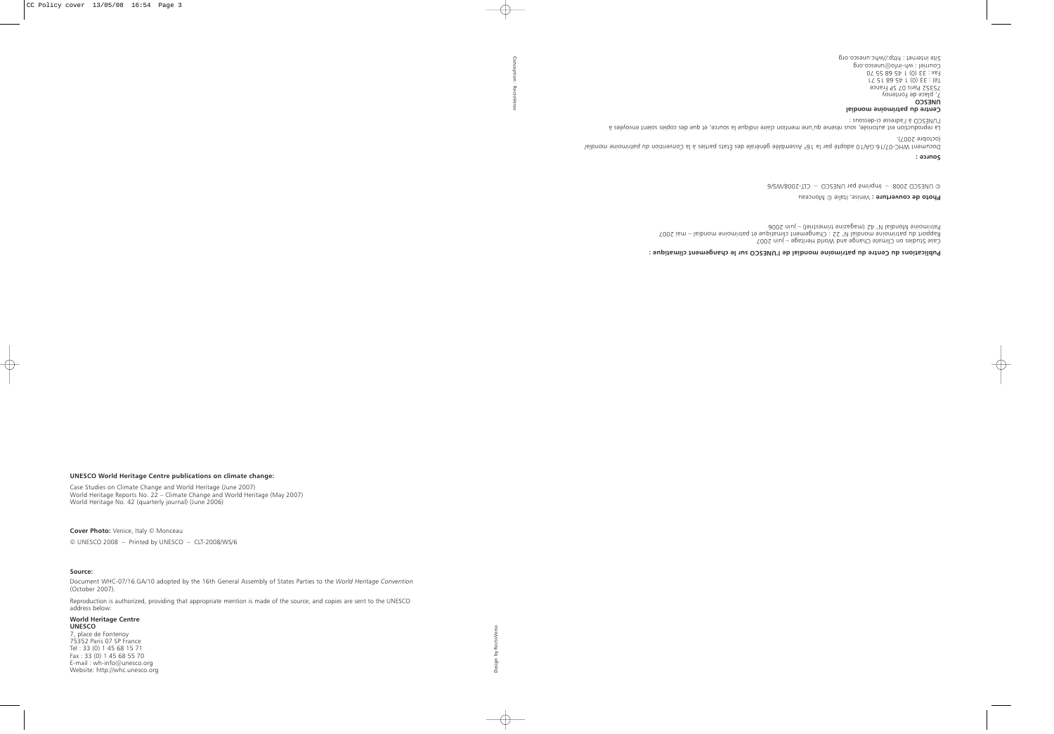**UNESCO World Heritage Centre publications on climate change:**

Case Studies on Climate Change and World Heritage (June 2007)
World Heritage Reports No. 22 – Climate Change and World Heritage (May 2007)
World Heritage No. 42 (quarterly journal) (June 2006)

**Cover Photo:** Venice, Italy © Monceau

© UNESCO 2008 – Printed by UNESCO – CLT-2008/WS/6

**Source:**

Document WHC-07/16.GA/10 adopted by the 16th General Assembly of States Parties to the *World Heritage Convention* (October 2007).

Reproduction is authorized, providing that appropriate mention is made of the source, and copies are sent to the UNESCO address below:

**World Heritage Centre**
**UNESCO**
7, place de Fontenoy
75352 Paris 07 SP France
Tel : 33 (0) 1 45 68 15 71
Fax : 33 (0) 1 45 68 55 70
E-mail : wh-info@unesco.org
Website: http://whc.unesco.org

Design by RectoVerso

**Publications du Centre du patrimoine mondial de l'UNESCO sur le changement climatique :**

Case Studies on Climate Change and World Heritage – juin 2007
Rapport du patrimoine mondial N° 22 : Changement climatique et patrimoine mondial – mai 2007
Patrimoine Mondial N° 42 (magazine trimestriel) – juin 2006

**Photo de couverture :** Venise, Italie © Monceau

© UNESCO 2008 – Imprimé par UNESCO – CLT-2008/WS/6

**Source :**

Document WHC-07/16.GA/10 adopté par la 16e Assemblée générale des États parties à la *Convention du patrimoine mondial* (octobre 2007).

La reproduction est autorisée, sous réserve qu'une mention claire indique la source, et que des copies soient envoyées à l'UNESCO à l'adresse ci-dessous :

**Centre du patrimoine mondial**
**UNESCO**
7, place de Fontenoy
75352 Paris 07 SP France
Tél : 33 (0) 1 45 68 15 71
Fax : 33 (0) 1 45 68 55 70
Courriel : wh-info@unesco.org
Site internet : http://whc.unesco.org

Conception : RectoVerso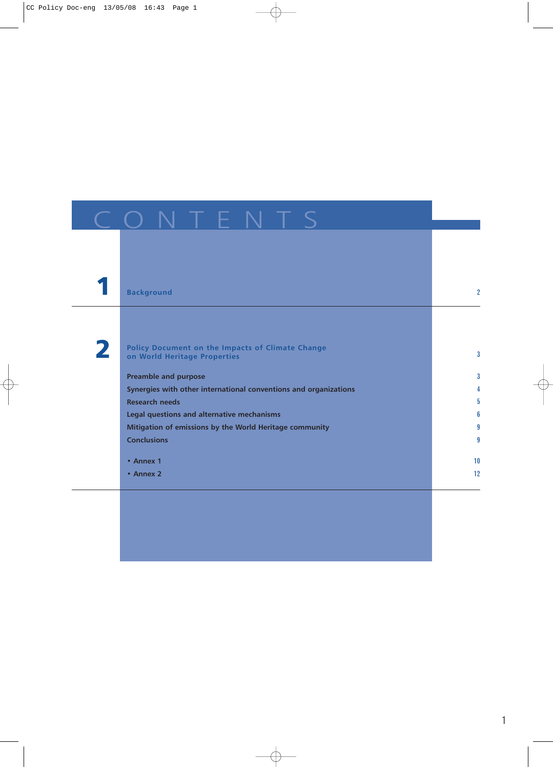# CONTENTS

| | | |
|---|---|---|
| **1** | **Background** | 2 |
| **2** | **Policy Document on the Impacts of Climate Change on World Heritage Properties** | 3 |
| | Preamble and purpose | 3 |
| | Synergies with other international conventions and organizations | 4 |
| | Research needs | 5 |
| | Legal questions and alternative mechanisms | 6 |
| | Mitigation of emissions by the World Heritage community | 9 |
| | Conclusions | 9 |
| | • Annex 1 | 10 |
| | • Annex 2 | 12 |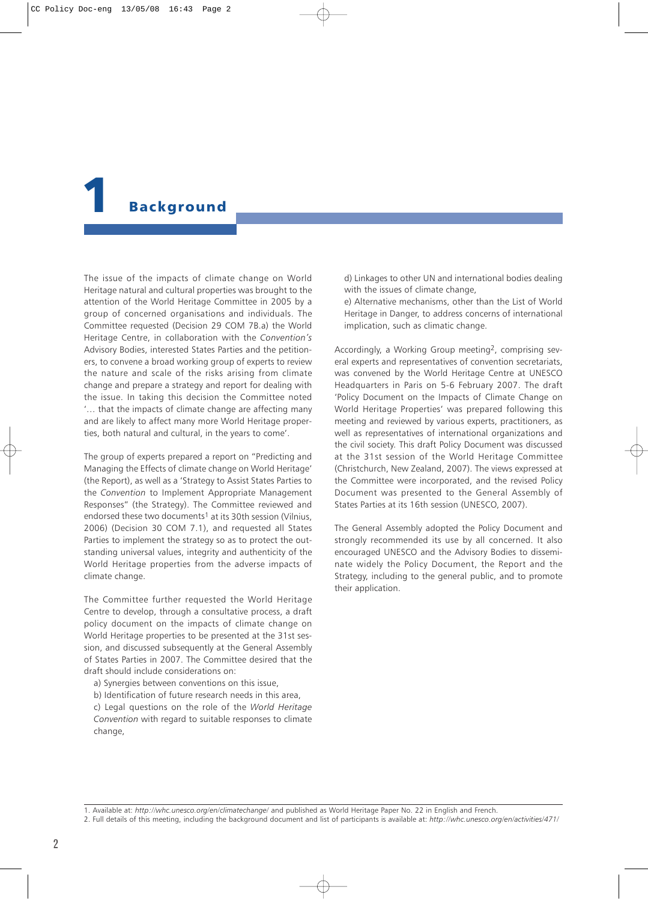# 1 Background

The issue of the impacts of climate change on World Heritage natural and cultural properties was brought to the attention of the World Heritage Committee in 2005 by a group of concerned organisations and individuals. The Committee requested (Decision 29 COM 7B.a) the World Heritage Centre, in collaboration with the *Convention's* Advisory Bodies, interested States Parties and the petitioners, to convene a broad working group of experts to review the nature and scale of the risks arising from climate change and prepare a strategy and report for dealing with the issue. In taking this decision the Committee noted '… that the impacts of climate change are affecting many and are likely to affect many more World Heritage properties, both natural and cultural, in the years to come'.

The group of experts prepared a report on "Predicting and Managing the Effects of climate change on World Heritage' (the Report), as well as a 'Strategy to Assist States Parties to the *Convention* to Implement Appropriate Management Responses" (the Strategy). The Committee reviewed and endorsed these two documents[1] at its 30th session (Vilnius, 2006) (Decision 30 COM 7.1), and requested all States Parties to implement the strategy so as to protect the outstanding universal values, integrity and authenticity of the World Heritage properties from the adverse impacts of climate change.

The Committee further requested the World Heritage Centre to develop, through a consultative process, a draft policy document on the impacts of climate change on World Heritage properties to be presented at the 31st session, and discussed subsequently at the General Assembly of States Parties in 2007. The Committee desired that the draft should include considerations on:

a) Synergies between conventions on this issue,
b) Identification of future research needs in this area,
c) Legal questions on the role of the *World Heritage Convention* with regard to suitable responses to climate change,
d) Linkages to other UN and international bodies dealing with the issues of climate change,
e) Alternative mechanisms, other than the List of World Heritage in Danger, to address concerns of international implication, such as climatic change.

Accordingly, a Working Group meeting[2], comprising several experts and representatives of convention secretariats, was convened by the World Heritage Centre at UNESCO Headquarters in Paris on 5-6 February 2007. The draft 'Policy Document on the Impacts of Climate Change on World Heritage Properties' was prepared following this meeting and reviewed by various experts, practitioners, as well as representatives of international organizations and the civil society. This draft Policy Document was discussed at the 31st session of the World Heritage Committee (Christchurch, New Zealand, 2007). The views expressed at the Committee were incorporated, and the revised Policy Document was presented to the General Assembly of States Parties at its 16th session (UNESCO, 2007).

The General Assembly adopted the Policy Document and strongly recommended its use by all concerned. It also encouraged UNESCO and the Advisory Bodies to disseminate widely the Policy Document, the Report and the Strategy, including to the general public, and to promote their application.

---

1. Available at: *http://whc.unesco.org/en/climatechange/* and published as World Heritage Paper No. 22 in English and French.
2. Full details of this meeting, including the background document and list of participants is available at: *http://whc.unesco.org/en/activities/471/*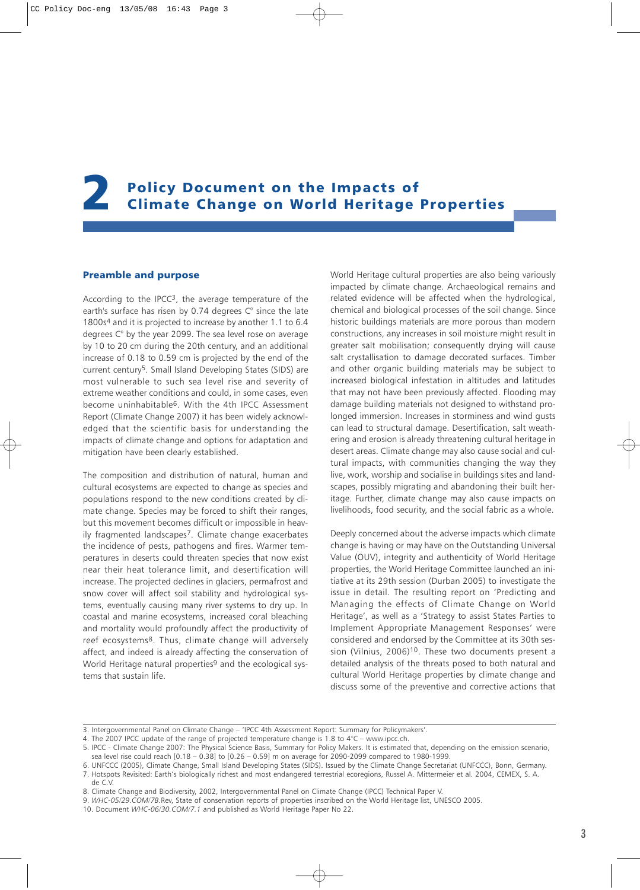# 2 Policy Document on the Impacts of Climate Change on World Heritage Properties

## Preamble and purpose

According to the IPCC[3], the average temperature of the earth's surface has risen by 0.74 degrees C° since the late 1800s[4] and it is projected to increase by another 1.1 to 6.4 degrees C° by the year 2099. The sea level rose on average by 10 to 20 cm during the 20th century, and an additional increase of 0.18 to 0.59 cm is projected by the end of the current century[5]. Small Island Developing States (SIDS) are most vulnerable to such sea level rise and severity of extreme weather conditions and could, in some cases, even become uninhabitable[6]. With the 4th IPCC Assessment Report (Climate Change 2007) it has been widely acknowledged that the scientific basis for understanding the impacts of climate change and options for adaptation and mitigation have been clearly established.

The composition and distribution of natural, human and cultural ecosystems are expected to change as species and populations respond to the new conditions created by climate change. Species may be forced to shift their ranges, but this movement becomes difficult or impossible in heavily fragmented landscapes[7]. Climate change exacerbates the incidence of pests, pathogens and fires. Warmer temperatures in deserts could threaten species that now exist near their heat tolerance limit, and desertification will increase. The projected declines in glaciers, permafrost and snow cover will affect soil stability and hydrological systems, eventually causing many river systems to dry up. In coastal and marine ecosystems, increased coral bleaching and mortality would profoundly affect the productivity of reef ecosystems[8]. Thus, climate change will adversely affect, and indeed is already affecting the conservation of World Heritage natural properties[9] and the ecological systems that sustain life.

World Heritage cultural properties are also being variously impacted by climate change. Archaeological remains and related evidence will be affected when the hydrological, chemical and biological processes of the soil change. Since historic buildings materials are more porous than modern constructions, any increases in soil moisture might result in greater salt mobilisation; consequently drying will cause salt crystallisation to damage decorated surfaces. Timber and other organic building materials may be subject to increased biological infestation in altitudes and latitudes that may not have been previously affected. Flooding may damage building materials not designed to withstand prolonged immersion. Increases in storminess and wind gusts can lead to structural damage. Desertification, salt weathering and erosion is already threatening cultural heritage in desert areas. Climate change may also cause social and cultural impacts, with communities changing the way they live, work, worship and socialise in buildings sites and landscapes, possibly migrating and abandoning their built heritage. Further, climate change may also cause impacts on livelihoods, food security, and the social fabric as a whole.

Deeply concerned about the adverse impacts which climate change is having or may have on the Outstanding Universal Value (OUV), integrity and authenticity of World Heritage properties, the World Heritage Committee launched an initiative at its 29th session (Durban 2005) to investigate the issue in detail. The resulting report on 'Predicting and Managing the effects of Climate Change on World Heritage', as well as a 'Strategy to assist States Parties to Implement Appropriate Management Responses' were considered and endorsed by the Committee at its 30th session (Vilnius, 2006)[10]. These two documents present a detailed analysis of the threats posed to both natural and cultural World Heritage properties by climate change and discuss some of the preventive and corrective actions that

---

3. Intergovernmental Panel on Climate Change – 'IPCC 4th Assessment Report: Summary for Policymakers'.
4. The 2007 IPCC update of the range of projected temperature change is 1.8 to 4°C – www.ipcc.ch.
5. IPCC - Climate Change 2007: The Physical Science Basis, Summary for Policy Makers. It is estimated that, depending on the emission scenario, sea level rise could reach [0.18 – 0.38] to [0.26 – 0.59] m on average for 2090-2099 compared to 1980-1999.
6. UNFCCC (2005), Climate Change, Small Island Developing States (SIDS). Issued by the Climate Change Secretariat (UNFCCC), Bonn, Germany.
7. Hotspots Revisited: Earth's biologically richest and most endangered terrestrial ecoregions, Russel A. Mittermeier et al. 2004, CEMEX, S. A. de C.V.
8. Climate Change and Biodiversity, 2002, Intergovernmental Panel on Climate Change (IPCC) Technical Paper V.
9. *WHC-05/29.COM/7B.*Rev, State of conservation reports of properties inscribed on the World Heritage list, UNESCO 2005.
10. Document *WHC-06/30.COM/7.1* and published as World Heritage Paper No 22.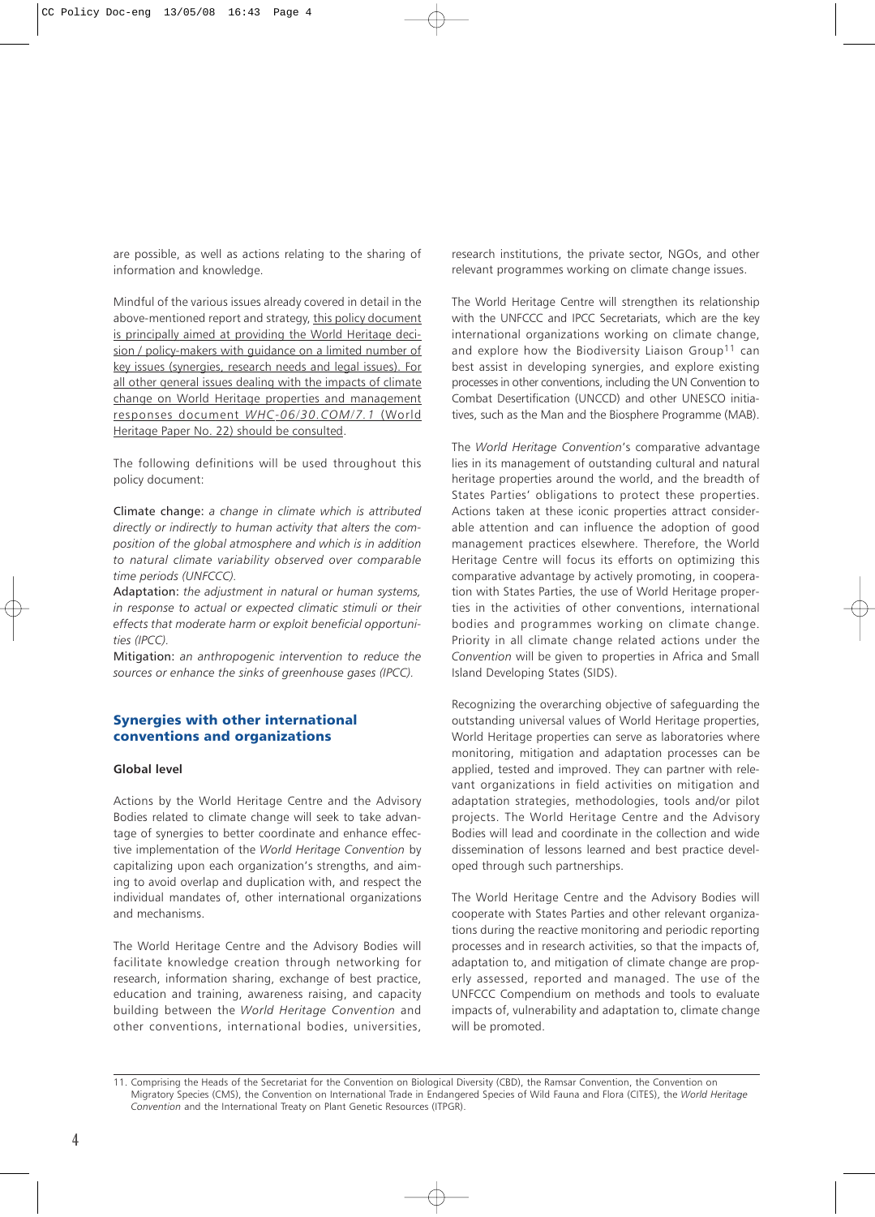are possible, as well as actions relating to the sharing of information and knowledge.

Mindful of the various issues already covered in detail in the above-mentioned report and strategy, this policy document is principally aimed at providing the World Heritage decision / policy-makers with guidance on a limited number of key issues (synergies, research needs and legal issues). For all other general issues dealing with the impacts of climate change on World Heritage properties and management responses document *WHC-06/30.COM/7.1* (World Heritage Paper No. 22) should be consulted.

The following definitions will be used throughout this policy document:

Climate change: *a change in climate which is attributed directly or indirectly to human activity that alters the composition of the global atmosphere and which is in addition to natural climate variability observed over comparable time periods (UNFCCC).*

Adaptation: *the adjustment in natural or human systems, in response to actual or expected climatic stimuli or their effects that moderate harm or exploit beneficial opportunities (IPCC).*

Mitigation: *an anthropogenic intervention to reduce the sources or enhance the sinks of greenhouse gases (IPCC).*

## Synergies with other international conventions and organizations

### Global level

Actions by the World Heritage Centre and the Advisory Bodies related to climate change will seek to take advantage of synergies to better coordinate and enhance effective implementation of the *World Heritage Convention* by capitalizing upon each organization's strengths, and aiming to avoid overlap and duplication with, and respect the individual mandates of, other international organizations and mechanisms.

The World Heritage Centre and the Advisory Bodies will facilitate knowledge creation through networking for research, information sharing, exchange of best practice, education and training, awareness raising, and capacity building between the *World Heritage Convention* and other conventions, international bodies, universities, research institutions, the private sector, NGOs, and other relevant programmes working on climate change issues.

The World Heritage Centre will strengthen its relationship with the UNFCCC and IPCC Secretariats, which are the key international organizations working on climate change, and explore how the Biodiversity Liaison Group[11] can best assist in developing synergies, and explore existing processes in other conventions, including the UN Convention to Combat Desertification (UNCCD) and other UNESCO initiatives, such as the Man and the Biosphere Programme (MAB).

The *World Heritage Convention*'s comparative advantage lies in its management of outstanding cultural and natural heritage properties around the world, and the breadth of States Parties' obligations to protect these properties. Actions taken at these iconic properties attract considerable attention and can influence the adoption of good management practices elsewhere. Therefore, the World Heritage Centre will focus its efforts on optimizing this comparative advantage by actively promoting, in cooperation with States Parties, the use of World Heritage properties in the activities of other conventions, international bodies and programmes working on climate change. Priority in all climate change related actions under the *Convention* will be given to properties in Africa and Small Island Developing States (SIDS).

Recognizing the overarching objective of safeguarding the outstanding universal values of World Heritage properties, World Heritage properties can serve as laboratories where monitoring, mitigation and adaptation processes can be applied, tested and improved. They can partner with relevant organizations in field activities on mitigation and adaptation strategies, methodologies, tools and/or pilot projects. The World Heritage Centre and the Advisory Bodies will lead and coordinate in the collection and wide dissemination of lessons learned and best practice developed through such partnerships.

The World Heritage Centre and the Advisory Bodies will cooperate with States Parties and other relevant organizations during the reactive monitoring and periodic reporting processes and in research activities, so that the impacts of, adaptation to, and mitigation of climate change are properly assessed, reported and managed. The use of the UNFCCC Compendium on methods and tools to evaluate impacts of, vulnerability and adaptation to, climate change will be promoted.

11. Comprising the Heads of the Secretariat for the Convention on Biological Diversity (CBD), the Ramsar Convention, the Convention on Migratory Species (CMS), the Convention on International Trade in Endangered Species of Wild Fauna and Flora (CITES), the *World Heritage Convention* and the International Treaty on Plant Genetic Resources (ITPGR).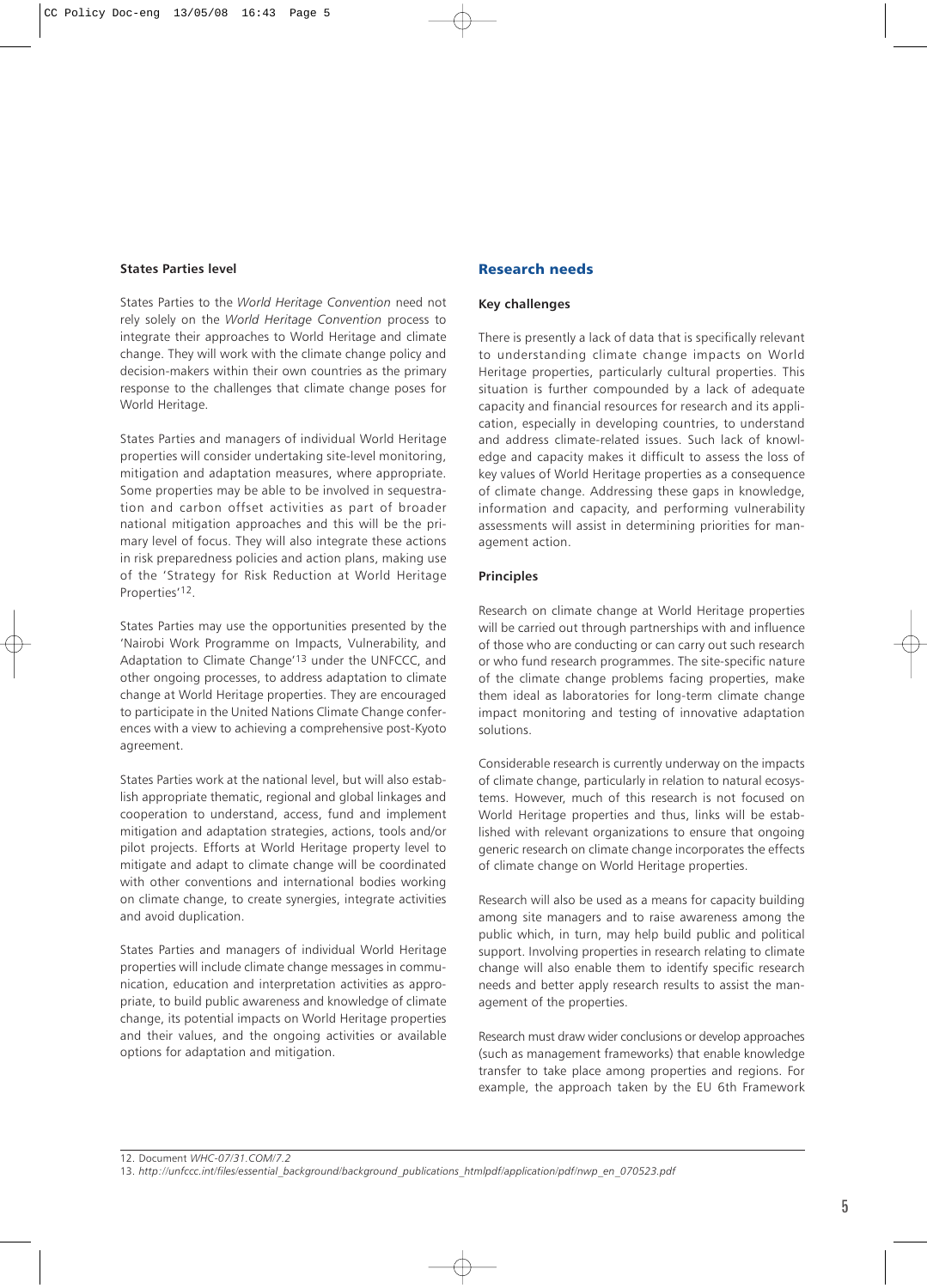**States Parties level**

States Parties to the *World Heritage Convention* need not rely solely on the *World Heritage Convention* process to integrate their approaches to World Heritage and climate change. They will work with the climate change policy and decision-makers within their own countries as the primary response to the challenges that climate change poses for World Heritage.

States Parties and managers of individual World Heritage properties will consider undertaking site-level monitoring, mitigation and adaptation measures, where appropriate. Some properties may be able to be involved in sequestration and carbon offset activities as part of broader national mitigation approaches and this will be the primary level of focus. They will also integrate these actions in risk preparedness policies and action plans, making use of the 'Strategy for Risk Reduction at World Heritage Properties'[12].

States Parties may use the opportunities presented by the 'Nairobi Work Programme on Impacts, Vulnerability, and Adaptation to Climate Change'[13] under the UNFCCC, and other ongoing processes, to address adaptation to climate change at World Heritage properties. They are encouraged to participate in the United Nations Climate Change conferences with a view to achieving a comprehensive post-Kyoto agreement.

States Parties work at the national level, but will also establish appropriate thematic, regional and global linkages and cooperation to understand, access, fund and implement mitigation and adaptation strategies, actions, tools and/or pilot projects. Efforts at World Heritage property level to mitigate and adapt to climate change will be coordinated with other conventions and international bodies working on climate change, to create synergies, integrate activities and avoid duplication.

States Parties and managers of individual World Heritage properties will include climate change messages in communication, education and interpretation activities as appropriate, to build public awareness and knowledge of climate change, its potential impacts on World Heritage properties and their values, and the ongoing activities or available options for adaptation and mitigation.

## Research needs

**Key challenges**

There is presently a lack of data that is specifically relevant to understanding climate change impacts on World Heritage properties, particularly cultural properties. This situation is further compounded by a lack of adequate capacity and financial resources for research and its application, especially in developing countries, to understand and address climate-related issues. Such lack of knowledge and capacity makes it difficult to assess the loss of key values of World Heritage properties as a consequence of climate change. Addressing these gaps in knowledge, information and capacity, and performing vulnerability assessments will assist in determining priorities for management action.

**Principles**

Research on climate change at World Heritage properties will be carried out through partnerships with and influence of those who are conducting or can carry out such research or who fund research programmes. The site-specific nature of the climate change problems facing properties, make them ideal as laboratories for long-term climate change impact monitoring and testing of innovative adaptation solutions.

Considerable research is currently underway on the impacts of climate change, particularly in relation to natural ecosystems. However, much of this research is not focused on World Heritage properties and thus, links will be established with relevant organizations to ensure that ongoing generic research on climate change incorporates the effects of climate change on World Heritage properties.

Research will also be used as a means for capacity building among site managers and to raise awareness among the public which, in turn, may help build public and political support. Involving properties in research relating to climate change will also enable them to identify specific research needs and better apply research results to assist the management of the properties.

Research must draw wider conclusions or develop approaches (such as management frameworks) that enable knowledge transfer to take place among properties and regions. For example, the approach taken by the EU 6th Framework

---

12. Document *WHC-07/31.COM/7.2*
13. *http://unfccc.int/files/essential_background/background_publications_htmlpdf/application/pdf/nwp_en_070523.pdf*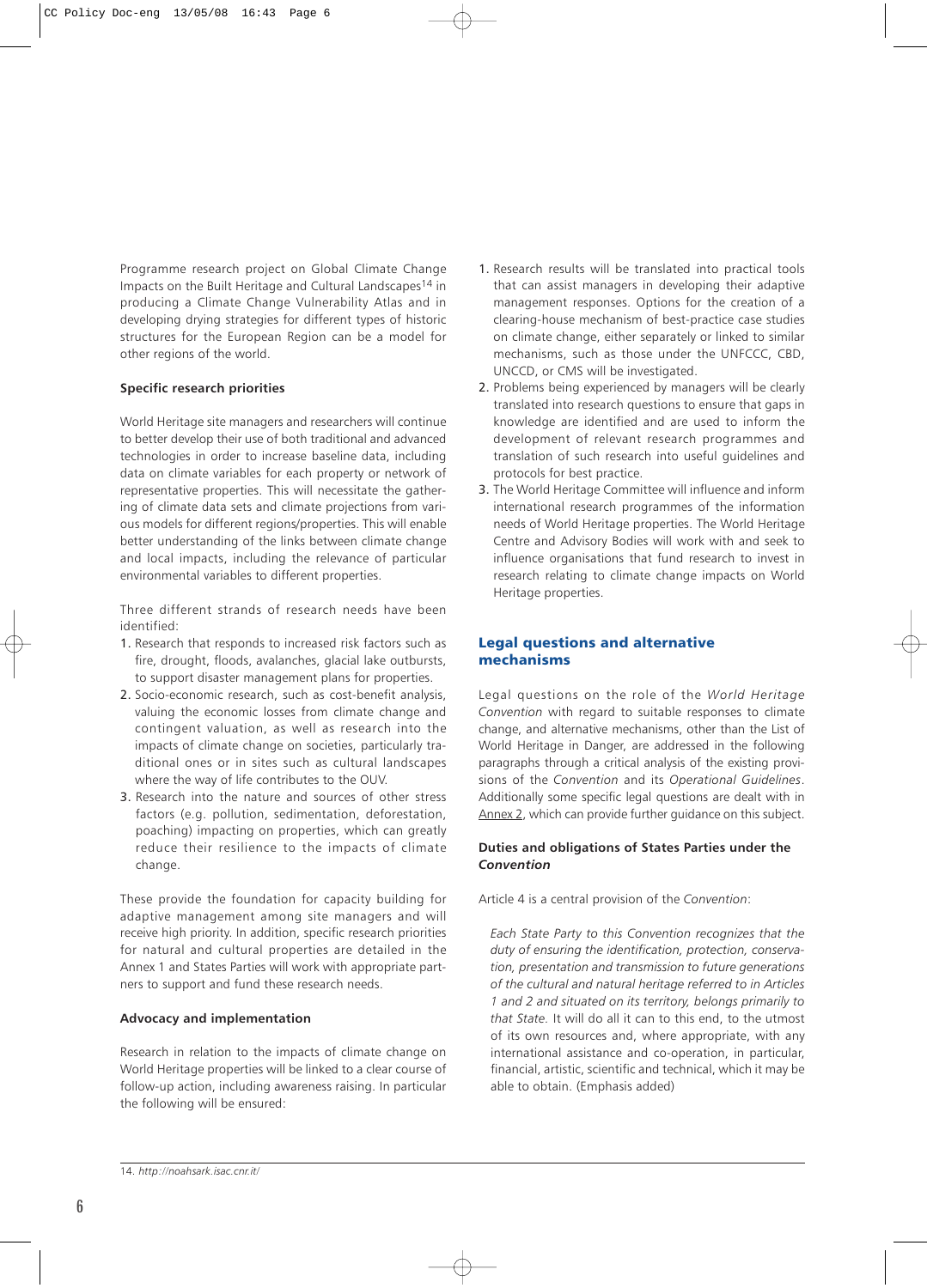Programme research project on Global Climate Change Impacts on the Built Heritage and Cultural Landscapes[14] in producing a Climate Change Vulnerability Atlas and in developing drying strategies for different types of historic structures for the European Region can be a model for other regions of the world.

#### Specific research priorities

World Heritage site managers and researchers will continue to better develop their use of both traditional and advanced technologies in order to increase baseline data, including data on climate variables for each property or network of representative properties. This will necessitate the gathering of climate data sets and climate projections from various models for different regions/properties. This will enable better understanding of the links between climate change and local impacts, including the relevance of particular environmental variables to different properties.

Three different strands of research needs have been identified:

1. Research that responds to increased risk factors such as fire, drought, floods, avalanches, glacial lake outbursts, to support disaster management plans for properties.
2. Socio-economic research, such as cost-benefit analysis, valuing the economic losses from climate change and contingent valuation, as well as research into the impacts of climate change on societies, particularly traditional ones or in sites such as cultural landscapes where the way of life contributes to the OUV.
3. Research into the nature and sources of other stress factors (e.g. pollution, sedimentation, deforestation, poaching) impacting on properties, which can greatly reduce their resilience to the impacts of climate change.

These provide the foundation for capacity building for adaptive management among site managers and will receive high priority. In addition, specific research priorities for natural and cultural properties are detailed in the Annex 1 and States Parties will work with appropriate partners to support and fund these research needs.

#### Advocacy and implementation

Research in relation to the impacts of climate change on World Heritage properties will be linked to a clear course of follow-up action, including awareness raising. In particular the following will be ensured:

1. Research results will be translated into practical tools that can assist managers in developing their adaptive management responses. Options for the creation of a clearing-house mechanism of best-practice case studies on climate change, either separately or linked to similar mechanisms, such as those under the UNFCCC, CBD, UNCCD, or CMS will be investigated.
2. Problems being experienced by managers will be clearly translated into research questions to ensure that gaps in knowledge are identified and are used to inform the development of relevant research programmes and translation of such research into useful guidelines and protocols for best practice.
3. The World Heritage Committee will influence and inform international research programmes of the information needs of World Heritage properties. The World Heritage Centre and Advisory Bodies will work with and seek to influence organisations that fund research to invest in research relating to climate change impacts on World Heritage properties.

## Legal questions and alternative mechanisms

Legal questions on the role of the *World Heritage Convention* with regard to suitable responses to climate change, and alternative mechanisms, other than the List of World Heritage in Danger, are addressed in the following paragraphs through a critical analysis of the existing provisions of the *Convention* and its *Operational Guidelines*. Additionally some specific legal questions are dealt with in Annex 2, which can provide further guidance on this subject.

#### Duties and obligations of States Parties under the *Convention*

Article 4 is a central provision of the *Convention*:

> *Each State Party to this Convention recognizes that the duty of ensuring the identification, protection, conservation, presentation and transmission to future generations of the cultural and natural heritage referred to in Articles 1 and 2 and situated on its territory, belongs primarily to that State.* It will do all it can to this end, to the utmost of its own resources and, where appropriate, with any international assistance and co-operation, in particular, financial, artistic, scientific and technical, which it may be able to obtain. (Emphasis added)

14. *http://noahsark.isac.cnr.it/*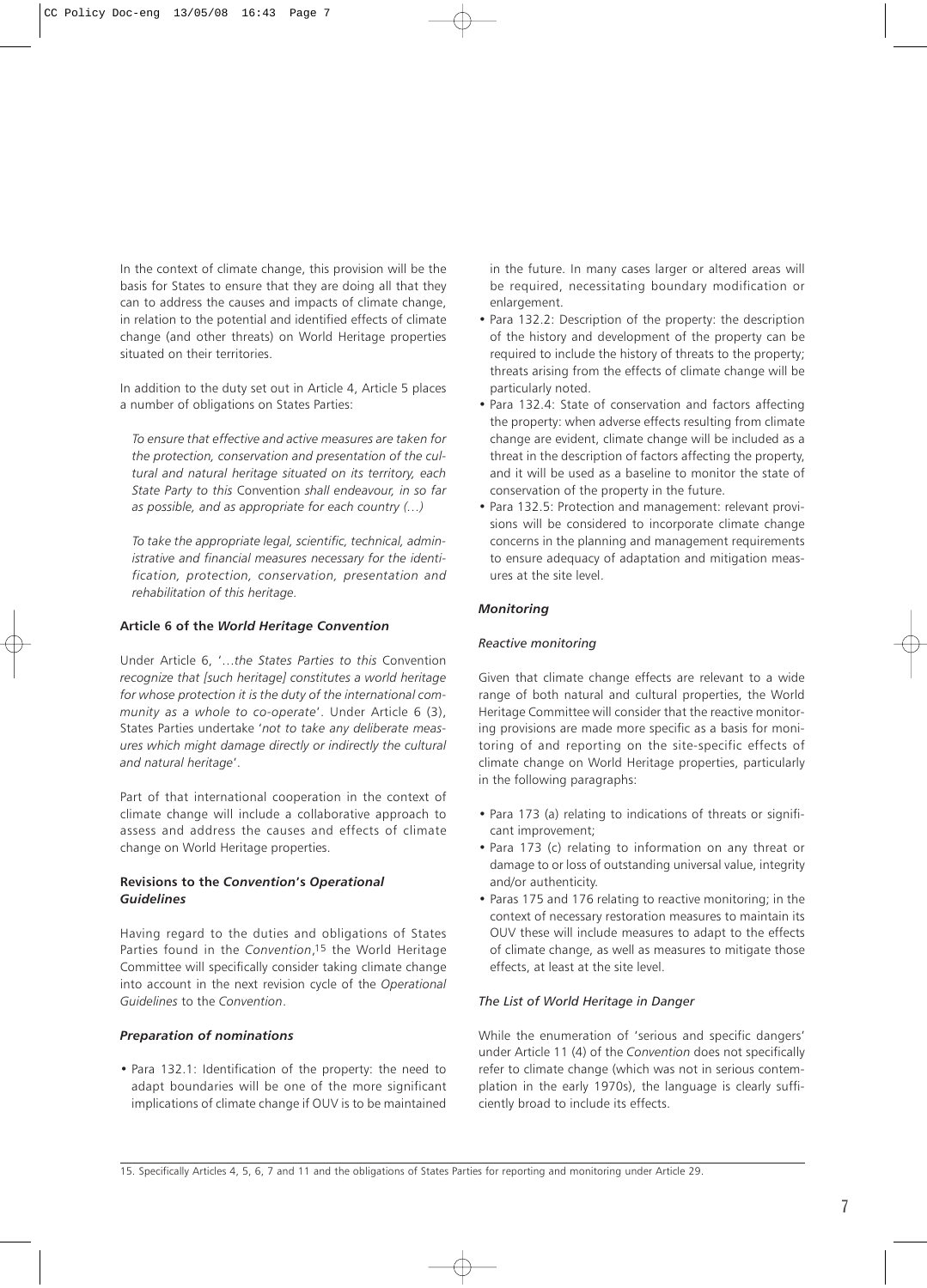In the context of climate change, this provision will be the basis for States to ensure that they are doing all that they can to address the causes and impacts of climate change, in relation to the potential and identified effects of climate change (and other threats) on World Heritage properties situated on their territories.

In addition to the duty set out in Article 4, Article 5 places a number of obligations on States Parties:

> *To ensure that effective and active measures are taken for the protection, conservation and presentation of the cultural and natural heritage situated on its territory, each State Party to this* Convention *shall endeavour, in so far as possible, and as appropriate for each country (…)*
>
> *To take the appropriate legal, scientific, technical, administrative and financial measures necessary for the identification, protection, conservation, presentation and rehabilitation of this heritage.*

### Article 6 of the *World Heritage Convention*

Under Article 6, '…*the States Parties to this* Convention *recognize that [such heritage] constitutes a world heritage for whose protection it is the duty of the international community as a whole to co-operate*'. Under Article 6 (3), States Parties undertake '*not to take any deliberate measures which might damage directly or indirectly the cultural and natural heritage*'.

Part of that international cooperation in the context of climate change will include a collaborative approach to assess and address the causes and effects of climate change on World Heritage properties.

### Revisions to the *Convention's Operational Guidelines*

Having regard to the duties and obligations of States Parties found in the *Convention*,[15] the World Heritage Committee will specifically consider taking climate change into account in the next revision cycle of the *Operational Guidelines* to the *Convention*.

#### *Preparation of nominations*

- Para 132.1: Identification of the property: the need to adapt boundaries will be one of the more significant implications of climate change if OUV is to be maintained in the future. In many cases larger or altered areas will be required, necessitating boundary modification or enlargement.
- Para 132.2: Description of the property: the description of the history and development of the property can be required to include the history of threats to the property; threats arising from the effects of climate change will be particularly noted.
- Para 132.4: State of conservation and factors affecting the property: when adverse effects resulting from climate change are evident, climate change will be included as a threat in the description of factors affecting the property, and it will be used as a baseline to monitor the state of conservation of the property in the future.
- Para 132.5: Protection and management: relevant provisions will be considered to incorporate climate change concerns in the planning and management requirements to ensure adequacy of adaptation and mitigation measures at the site level.

#### *Monitoring*

*Reactive monitoring*

Given that climate change effects are relevant to a wide range of both natural and cultural properties, the World Heritage Committee will consider that the reactive monitoring provisions are made more specific as a basis for monitoring of and reporting on the site-specific effects of climate change on World Heritage properties, particularly in the following paragraphs:

- Para 173 (a) relating to indications of threats or significant improvement;
- Para 173 (c) relating to information on any threat or damage to or loss of outstanding universal value, integrity and/or authenticity.
- Paras 175 and 176 relating to reactive monitoring; in the context of necessary restoration measures to maintain its OUV these will include measures to adapt to the effects of climate change, as well as measures to mitigate those effects, at least at the site level.

*The List of World Heritage in Danger*

While the enumeration of 'serious and specific dangers' under Article 11 (4) of the *Convention* does not specifically refer to climate change (which was not in serious contemplation in the early 1970s), the language is clearly sufficiently broad to include its effects.

---

15. Specifically Articles 4, 5, 6, 7 and 11 and the obligations of States Parties for reporting and monitoring under Article 29.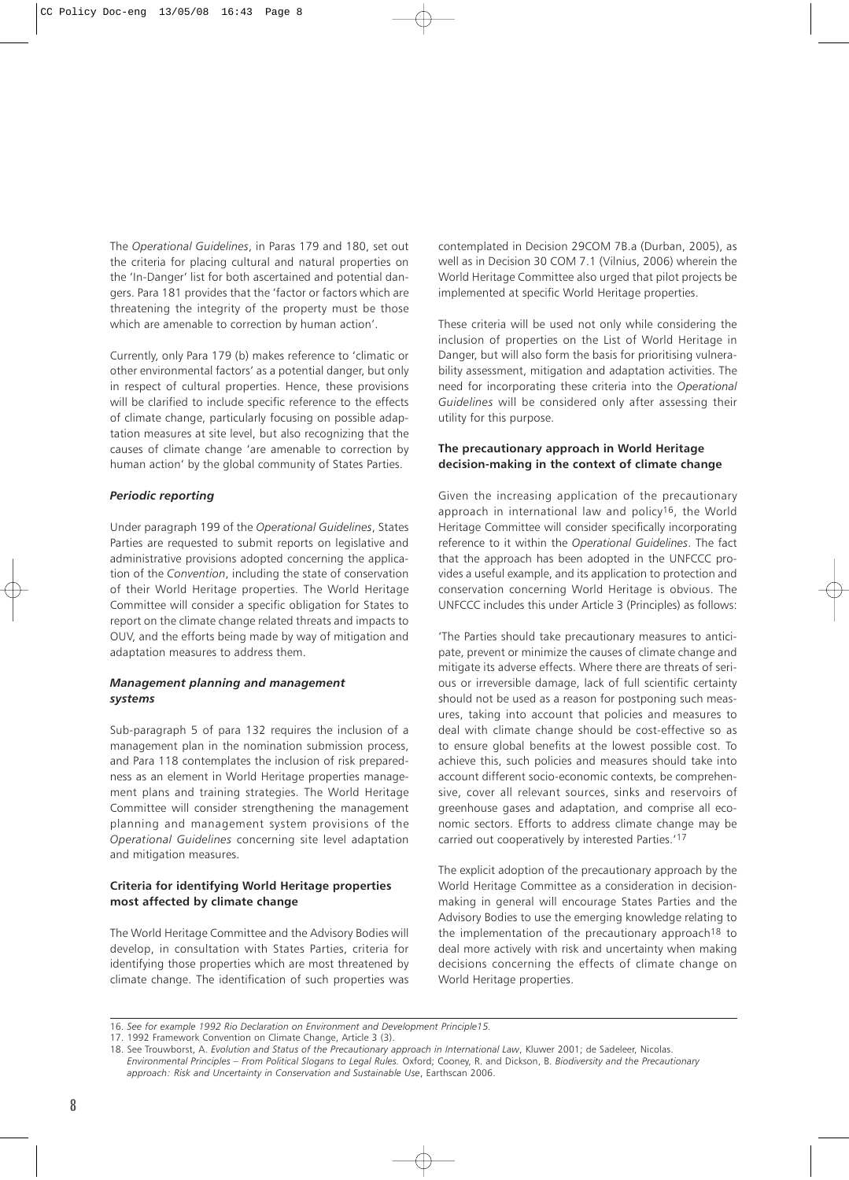The *Operational Guidelines*, in Paras 179 and 180, set out the criteria for placing cultural and natural properties on the 'In-Danger' list for both ascertained and potential dangers. Para 181 provides that the 'factor or factors which are threatening the integrity of the property must be those which are amenable to correction by human action'.

Currently, only Para 179 (b) makes reference to 'climatic or other environmental factors' as a potential danger, but only in respect of cultural properties. Hence, these provisions will be clarified to include specific reference to the effects of climate change, particularly focusing on possible adaptation measures at site level, but also recognizing that the causes of climate change 'are amenable to correction by human action' by the global community of States Parties.

#### *Periodic reporting*

Under paragraph 199 of the *Operational Guidelines*, States Parties are requested to submit reports on legislative and administrative provisions adopted concerning the application of the *Convention*, including the state of conservation of their World Heritage properties. The World Heritage Committee will consider a specific obligation for States to report on the climate change related threats and impacts to OUV, and the efforts being made by way of mitigation and adaptation measures to address them.

#### *Management planning and management systems*

Sub-paragraph 5 of para 132 requires the inclusion of a management plan in the nomination submission process, and Para 118 contemplates the inclusion of risk preparedness as an element in World Heritage properties management plans and training strategies. The World Heritage Committee will consider strengthening the management planning and management system provisions of the *Operational Guidelines* concerning site level adaptation and mitigation measures.

### Criteria for identifying World Heritage properties most affected by climate change

The World Heritage Committee and the Advisory Bodies will develop, in consultation with States Parties, criteria for identifying those properties which are most threatened by climate change. The identification of such properties was contemplated in Decision 29COM 7B.a (Durban, 2005), as well as in Decision 30 COM 7.1 (Vilnius, 2006) wherein the World Heritage Committee also urged that pilot projects be implemented at specific World Heritage properties.

These criteria will be used not only while considering the inclusion of properties on the List of World Heritage in Danger, but will also form the basis for prioritising vulnerability assessment, mitigation and adaptation activities. The need for incorporating these criteria into the *Operational Guidelines* will be considered only after assessing their utility for this purpose.

### The precautionary approach in World Heritage decision-making in the context of climate change

Given the increasing application of the precautionary approach in international law and policy[16], the World Heritage Committee will consider specifically incorporating reference to it within the *Operational Guidelines*. The fact that the approach has been adopted in the UNFCCC provides a useful example, and its application to protection and conservation concerning World Heritage is obvious. The UNFCCC includes this under Article 3 (Principles) as follows:

'The Parties should take precautionary measures to anticipate, prevent or minimize the causes of climate change and mitigate its adverse effects. Where there are threats of serious or irreversible damage, lack of full scientific certainty should not be used as a reason for postponing such measures, taking into account that policies and measures to deal with climate change should be cost-effective so as to ensure global benefits at the lowest possible cost. To achieve this, such policies and measures should take into account different socio-economic contexts, be comprehensive, cover all relevant sources, sinks and reservoirs of greenhouse gases and adaptation, and comprise all economic sectors. Efforts to address climate change may be carried out cooperatively by interested Parties.'[17]

The explicit adoption of the precautionary approach by the World Heritage Committee as a consideration in decision-making in general will encourage States Parties and the Advisory Bodies to use the emerging knowledge relating to the implementation of the precautionary approach[18] to deal more actively with risk and uncertainty when making decisions concerning the effects of climate change on World Heritage properties.

---

16. *See for example 1992 Rio Declaration on Environment and Development Principle15.*

17. 1992 Framework Convention on Climate Change, Article 3 (3).

18. See Trouwborst, A. *Evolution and Status of the Precautionary approach in International Law*, Kluwer 2001; de Sadeleer, Nicolas. *Environmental Principles – From Political Slogans to Legal Rules.* Oxford; Cooney, R. and Dickson, B. *Biodiversity and the Precautionary approach: Risk and Uncertainty in Conservation and Sustainable Use*, Earthscan 2006.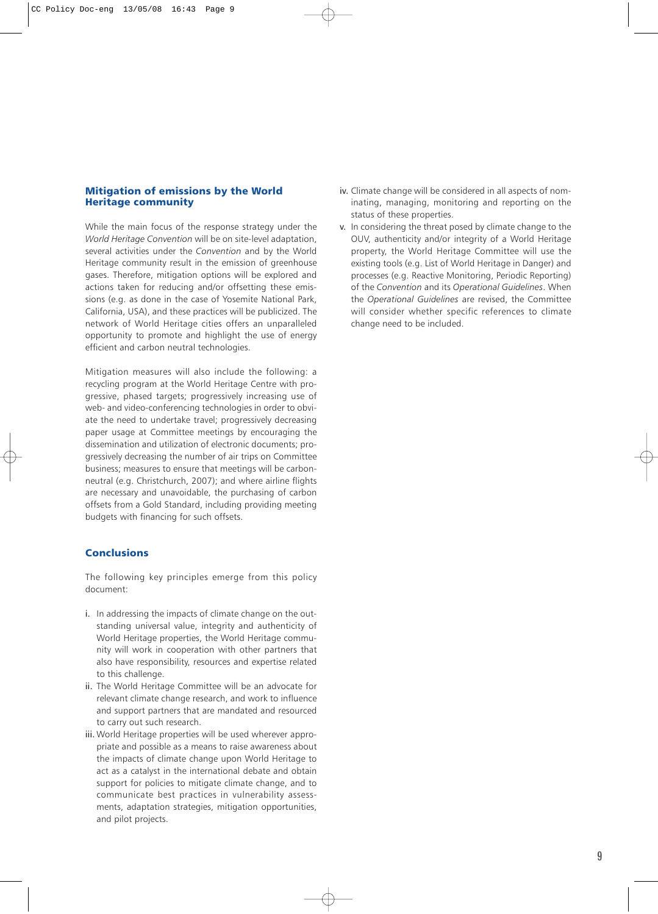## Mitigation of emissions by the World Heritage community

While the main focus of the response strategy under the *World Heritage Convention* will be on site-level adaptation, several activities under the *Convention* and by the World Heritage community result in the emission of greenhouse gases. Therefore, mitigation options will be explored and actions taken for reducing and/or offsetting these emissions (e.g. as done in the case of Yosemite National Park, California, USA), and these practices will be publicized. The network of World Heritage cities offers an unparalleled opportunity to promote and highlight the use of energy efficient and carbon neutral technologies.

Mitigation measures will also include the following: a recycling program at the World Heritage Centre with progressive, phased targets; progressively increasing use of web- and video-conferencing technologies in order to obviate the need to undertake travel; progressively decreasing paper usage at Committee meetings by encouraging the dissemination and utilization of electronic documents; progressively decreasing the number of air trips on Committee business; measures to ensure that meetings will be carbon-neutral (e.g. Christchurch, 2007); and where airline flights are necessary and unavoidable, the purchasing of carbon offsets from a Gold Standard, including providing meeting budgets with financing for such offsets.

## Conclusions

The following key principles emerge from this policy document:

i. In addressing the impacts of climate change on the outstanding universal value, integrity and authenticity of World Heritage properties, the World Heritage community will work in cooperation with other partners that also have responsibility, resources and expertise related to this challenge.

ii. The World Heritage Committee will be an advocate for relevant climate change research, and work to influence and support partners that are mandated and resourced to carry out such research.

iii. World Heritage properties will be used wherever appropriate and possible as a means to raise awareness about the impacts of climate change upon World Heritage to act as a catalyst in the international debate and obtain support for policies to mitigate climate change, and to communicate best practices in vulnerability assessments, adaptation strategies, mitigation opportunities, and pilot projects.

iv. Climate change will be considered in all aspects of nominating, managing, monitoring and reporting on the status of these properties.

v. In considering the threat posed by climate change to the OUV, authenticity and/or integrity of a World Heritage property, the World Heritage Committee will use the existing tools (e.g. List of World Heritage in Danger) and processes (e.g. Reactive Monitoring, Periodic Reporting) of the *Convention* and its *Operational Guidelines*. When the *Operational Guidelines* are revised, the Committee will consider whether specific references to climate change need to be included.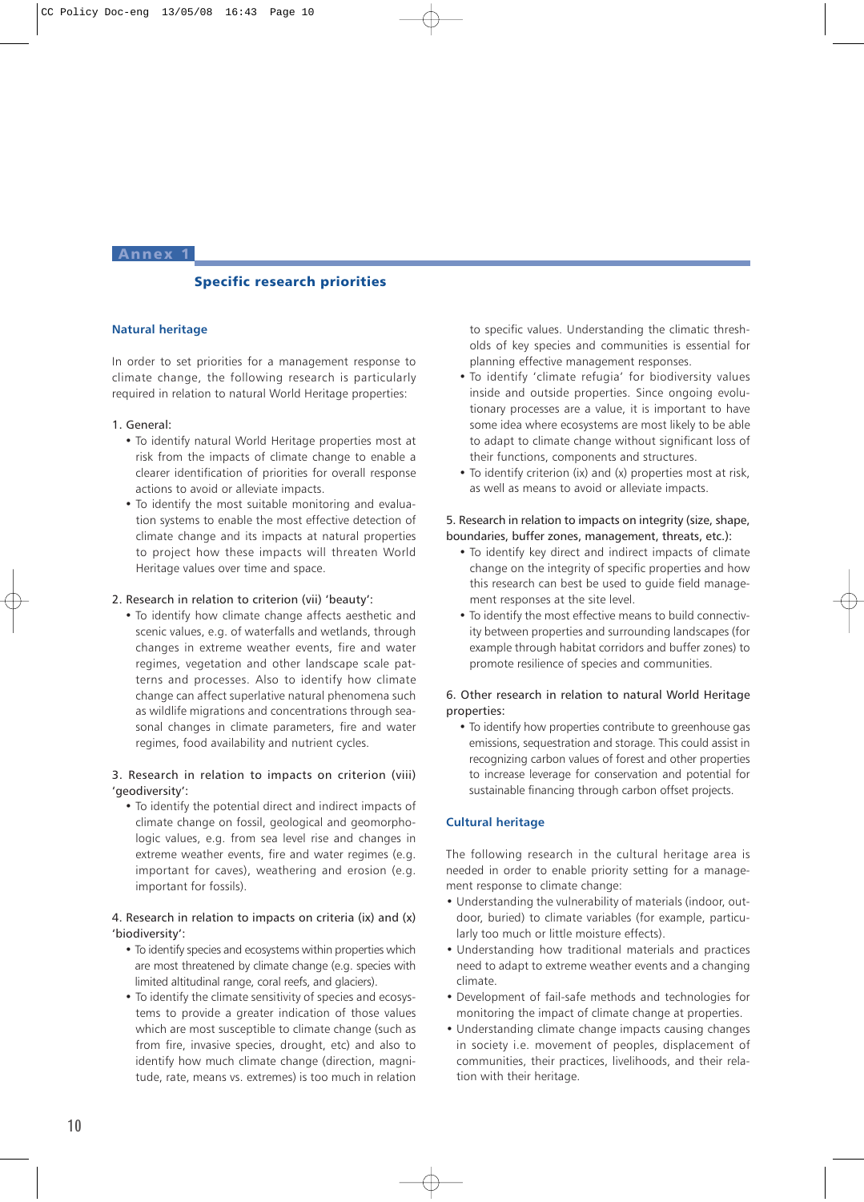# Annex 1

## Specific research priorities

### Natural heritage

In order to set priorities for a management response to climate change, the following research is particularly required in relation to natural World Heritage properties:

1. General:
   - To identify natural World Heritage properties most at risk from the impacts of climate change to enable a clearer identification of priorities for overall response actions to avoid or alleviate impacts.
   - To identify the most suitable monitoring and evaluation systems to enable the most effective detection of climate change and its impacts at natural properties to project how these impacts will threaten World Heritage values over time and space.

2. Research in relation to criterion (vii) 'beauty':
   - To identify how climate change affects aesthetic and scenic values, e.g. of waterfalls and wetlands, through changes in extreme weather events, fire and water regimes, vegetation and other landscape scale patterns and processes. Also to identify how climate change can affect superlative natural phenomena such as wildlife migrations and concentrations through seasonal changes in climate parameters, fire and water regimes, food availability and nutrient cycles.

3. Research in relation to impacts on criterion (viii) 'geodiversity':
   - To identify the potential direct and indirect impacts of climate change on fossil, geological and geomorphologic values, e.g. from sea level rise and changes in extreme weather events, fire and water regimes (e.g. important for caves), weathering and erosion (e.g. important for fossils).

4. Research in relation to impacts on criteria (ix) and (x) 'biodiversity':
   - To identify species and ecosystems within properties which are most threatened by climate change (e.g. species with limited altitudinal range, coral reefs, and glaciers).
   - To identify the climate sensitivity of species and ecosystems to provide a greater indication of those values which are most susceptible to climate change (such as from fire, invasive species, drought, etc) and also to identify how much climate change (direction, magnitude, rate, means vs. extremes) is too much in relation to specific values. Understanding the climatic thresholds of key species and communities is essential for planning effective management responses.
   - To identify 'climate refugia' for biodiversity values inside and outside properties. Since ongoing evolutionary processes are a value, it is important to have some idea where ecosystems are most likely to be able to adapt to climate change without significant loss of their functions, components and structures.
   - To identify criterion (ix) and (x) properties most at risk, as well as means to avoid or alleviate impacts.

5. Research in relation to impacts on integrity (size, shape, boundaries, buffer zones, management, threats, etc.):
   - To identify key direct and indirect impacts of climate change on the integrity of specific properties and how this research can best be used to guide field management responses at the site level.
   - To identify the most effective means to build connectivity between properties and surrounding landscapes (for example through habitat corridors and buffer zones) to promote resilience of species and communities.

6. Other research in relation to natural World Heritage properties:
   - To identify how properties contribute to greenhouse gas emissions, sequestration and storage. This could assist in recognizing carbon values of forest and other properties to increase leverage for conservation and potential for sustainable financing through carbon offset projects.

### Cultural heritage

The following research in the cultural heritage area is needed in order to enable priority setting for a management response to climate change:

- Understanding the vulnerability of materials (indoor, outdoor, buried) to climate variables (for example, particularly too much or little moisture effects).
- Understanding how traditional materials and practices need to adapt to extreme weather events and a changing climate.
- Development of fail-safe methods and technologies for monitoring the impact of climate change at properties.
- Understanding climate change impacts causing changes in society i.e. movement of peoples, displacement of communities, their practices, livelihoods, and their relation with their heritage.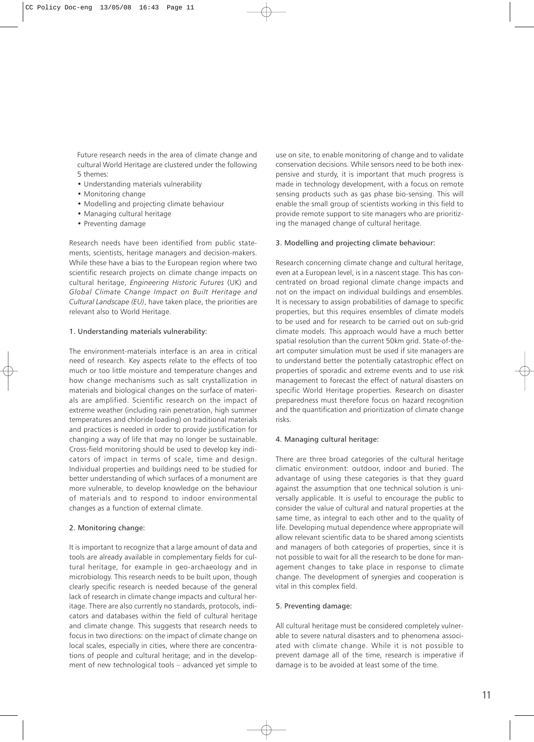Future research needs in the area of climate change and cultural World Heritage are clustered under the following 5 themes:

- Understanding materials vulnerability
- Monitoring change
- Modelling and projecting climate behaviour
- Managing cultural heritage
- Preventing damage

Research needs have been identified from public statements, scientists, heritage managers and decision-makers. While these have a bias to the European region where two scientific research projects on climate change impacts on cultural heritage, *Engineering Historic Futures* (UK) and *Global Climate Change Impact on Built Heritage and Cultural Landscape (EU)*, have taken place, the priorities are relevant also to World Heritage.

### 1. Understanding materials vulnerability:

The environment-materials interface is an area in critical need of research. Key aspects relate to the effects of too much or too little moisture and temperature changes and how change mechanisms such as salt crystallization in materials and biological changes on the surface of materials are amplified. Scientific research on the impact of extreme weather (including rain penetration, high summer temperatures and chloride loading) on traditional materials and practices is needed in order to provide justification for changing a way of life that may no longer be sustainable. Cross-field monitoring should be used to develop key indicators of impact in terms of scale, time and design. Individual properties and buildings need to be studied for better understanding of which surfaces of a monument are more vulnerable, to develop knowledge on the behaviour of materials and to respond to indoor environmental changes as a function of external climate.

### 2. Monitoring change:

It is important to recognize that a large amount of data and tools are already available in complementary fields for cultural heritage, for example in geo-archaeology and in microbiology. This research needs to be built upon, though clearly specific research is needed because of the general lack of research in climate change impacts and cultural heritage. There are also currently no standards, protocols, indicators and databases within the field of cultural heritage and climate change. This suggests that research needs to focus in two directions: on the impact of climate change on local scales, especially in cities, where there are concentrations of people and cultural heritage; and in the development of new technological tools – advanced yet simple to use on site, to enable monitoring of change and to validate conservation decisions. While sensors need to be both inexpensive and sturdy, it is important that much progress is made in technology development, with a focus on remote sensing products such as gas phase bio-sensing. This will enable the small group of scientists working in this field to provide remote support to site managers who are prioritizing the managed change of cultural heritage.

### 3. Modelling and projecting climate behaviour:

Research concerning climate change and cultural heritage, even at a European level, is in a nascent stage. This has concentrated on broad regional climate change impacts and not on the impact on individual buildings and ensembles. It is necessary to assign probabilities of damage to specific properties, but this requires ensembles of climate models to be used and for research to be carried out on sub-grid climate models. This approach would have a much better spatial resolution than the current 50km grid. State-of-the-art computer simulation must be used if site managers are to understand better the potentially catastrophic effect on properties of sporadic and extreme events and to use risk management to forecast the effect of natural disasters on specific World Heritage properties. Research on disaster preparedness must therefore focus on hazard recognition and the quantification and prioritization of climate change risks.

### 4. Managing cultural heritage:

There are three broad categories of the cultural heritage climatic environment: outdoor, indoor and buried. The advantage of using these categories is that they guard against the assumption that one technical solution is universally applicable. It is useful to encourage the public to consider the value of cultural and natural properties at the same time, as integral to each other and to the quality of life. Developing mutual dependence where appropriate will allow relevant scientific data to be shared among scientists and managers of both categories of properties, since it is not possible to wait for all the research to be done for management changes to take place in response to climate change. The development of synergies and cooperation is vital in this complex field.

### 5. Preventing damage:

All cultural heritage must be considered completely vulnerable to severe natural disasters and to phenomena associated with climate change. While it is not possible to prevent damage all of the time, research is imperative if damage is to be avoided at least some of the time.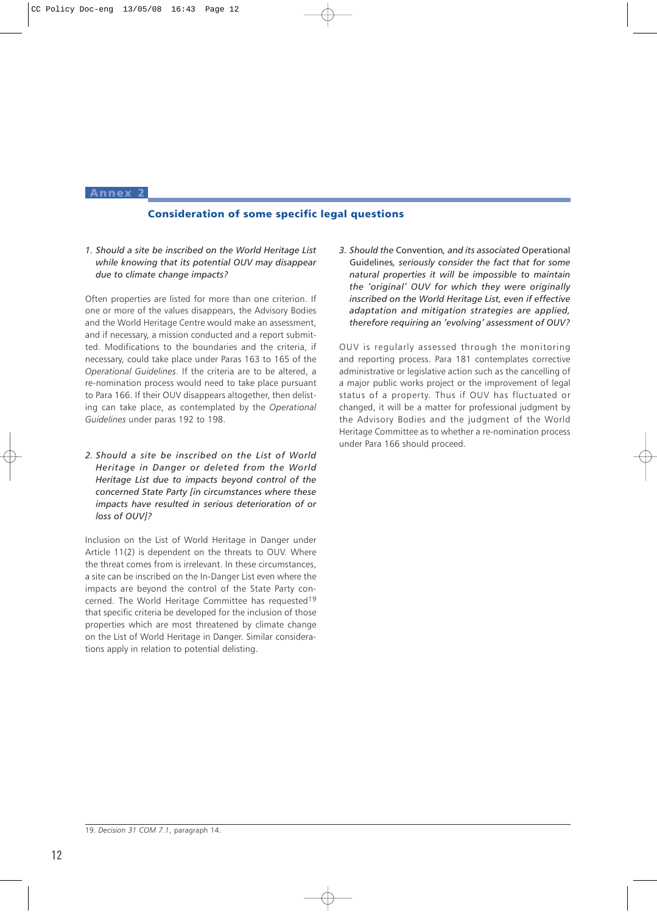## Annex 2

### Consideration of some specific legal questions

*1. Should a site be inscribed on the World Heritage List while knowing that its potential OUV may disappear due to climate change impacts?*

Often properties are listed for more than one criterion. If one or more of the values disappears, the Advisory Bodies and the World Heritage Centre would make an assessment, and if necessary, a mission conducted and a report submitted. Modifications to the boundaries and the criteria, if necessary, could take place under Paras 163 to 165 of the *Operational Guidelines*. If the criteria are to be altered, a re-nomination process would need to take place pursuant to Para 166. If their OUV disappears altogether, then delisting can take place, as contemplated by the *Operational Guidelines* under paras 192 to 198.

*2. Should a site be inscribed on the List of World Heritage in Danger or deleted from the World Heritage List due to impacts beyond control of the concerned State Party [in circumstances where these impacts have resulted in serious deterioration of or loss of OUV]?*

Inclusion on the List of World Heritage in Danger under Article 11(2) is dependent on the threats to OUV. Where the threat comes from is irrelevant. In these circumstances, a site can be inscribed on the In-Danger List even where the impacts are beyond the control of the State Party concerned. The World Heritage Committee has requested[19] that specific criteria be developed for the inclusion of those properties which are most threatened by climate change on the List of World Heritage in Danger. Similar considerations apply in relation to potential delisting.

*3. Should the* Convention*, and its associated* Operational Guidelines*, seriously consider the fact that for some natural properties it will be impossible to maintain the 'original' OUV for which they were originally inscribed on the World Heritage List, even if effective adaptation and mitigation strategies are applied, therefore requiring an 'evolving' assessment of OUV?*

OUV is regularly assessed through the monitoring and reporting process. Para 181 contemplates corrective administrative or legislative action such as the cancelling of a major public works project or the improvement of legal status of a property. Thus if OUV has fluctuated or changed, it will be a matter for professional judgment by the Advisory Bodies and the judgment of the World Heritage Committee as to whether a re-nomination process under Para 166 should proceed.

---

19. *Decision 31 COM 7.1*, paragraph 14.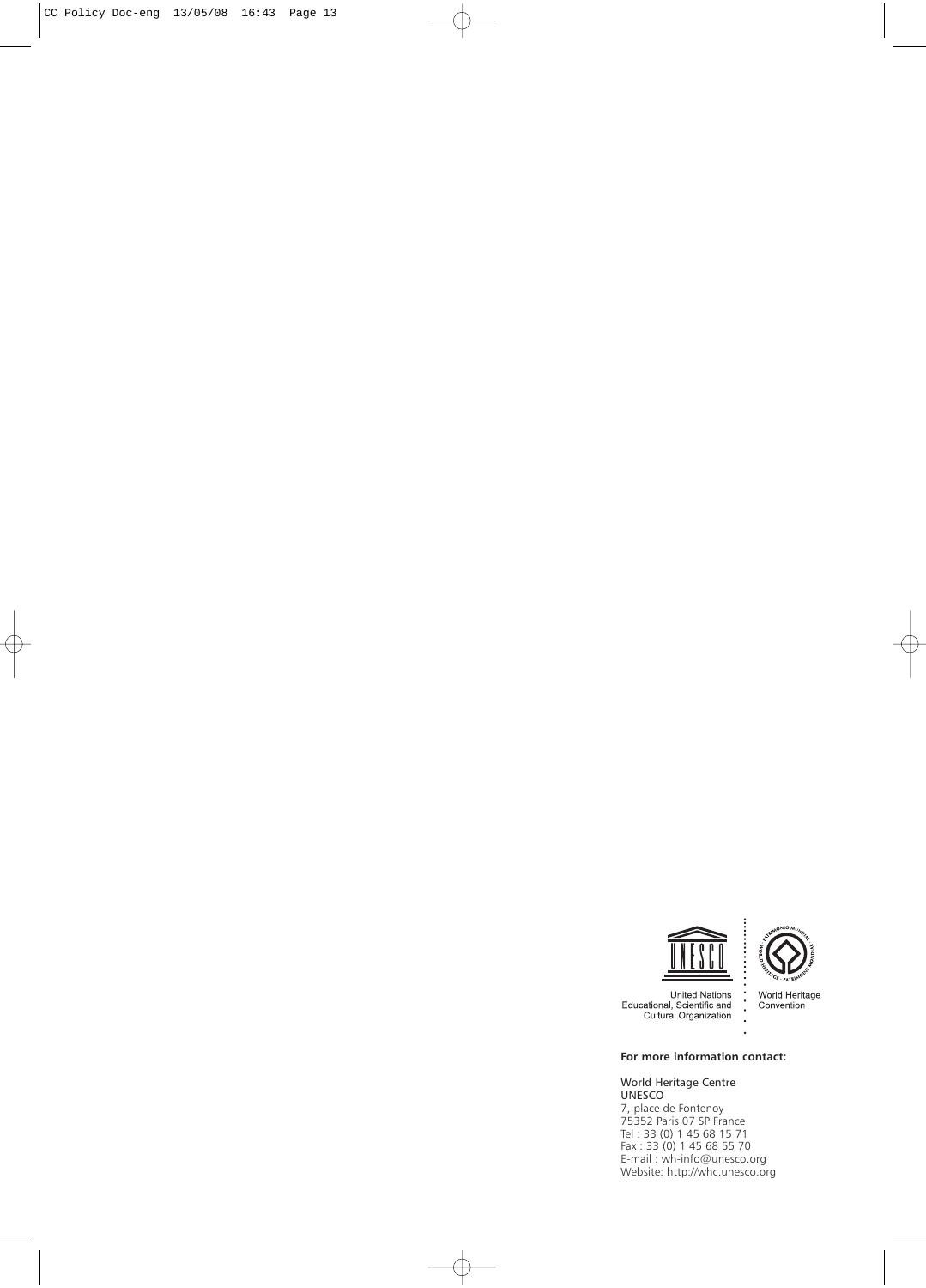United Nations
Educational, Scientific and
Cultural Organization

World Heritage
Convention

**For more information contact:**

World Heritage Centre
UNESCO
7, place de Fontenoy
75352 Paris 07 SP France
Tel : 33 (0) 1 45 68 15 71
Fax : 33 (0) 1 45 68 55 70
E-mail : wh-info@unesco.org
Website: http://whc.unesco.org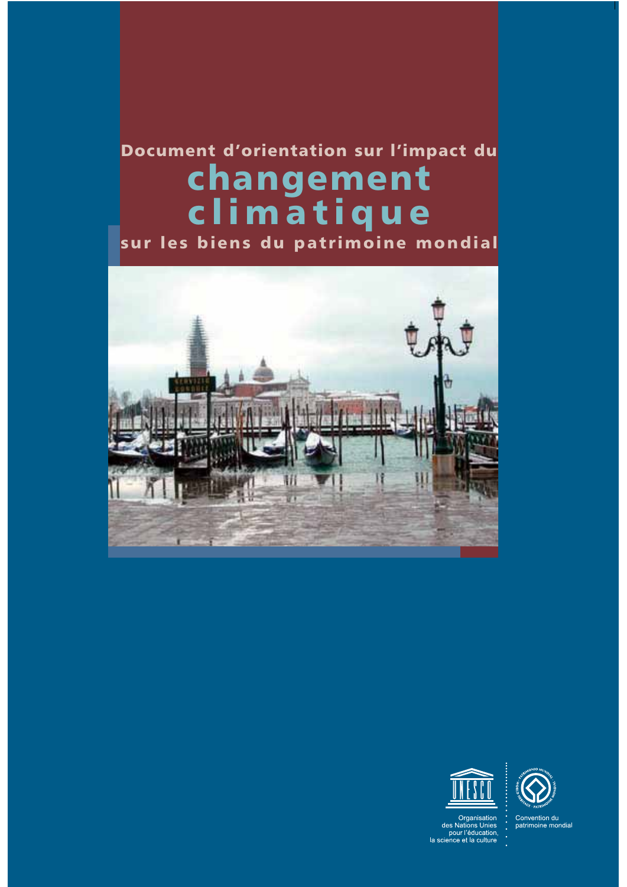Document d'orientation sur l'impact du

# changement climatique

sur les biens du patrimoine mondial

Organisation des Nations Unies pour l'éducation, la science et la culture

Convention du patrimoine mondial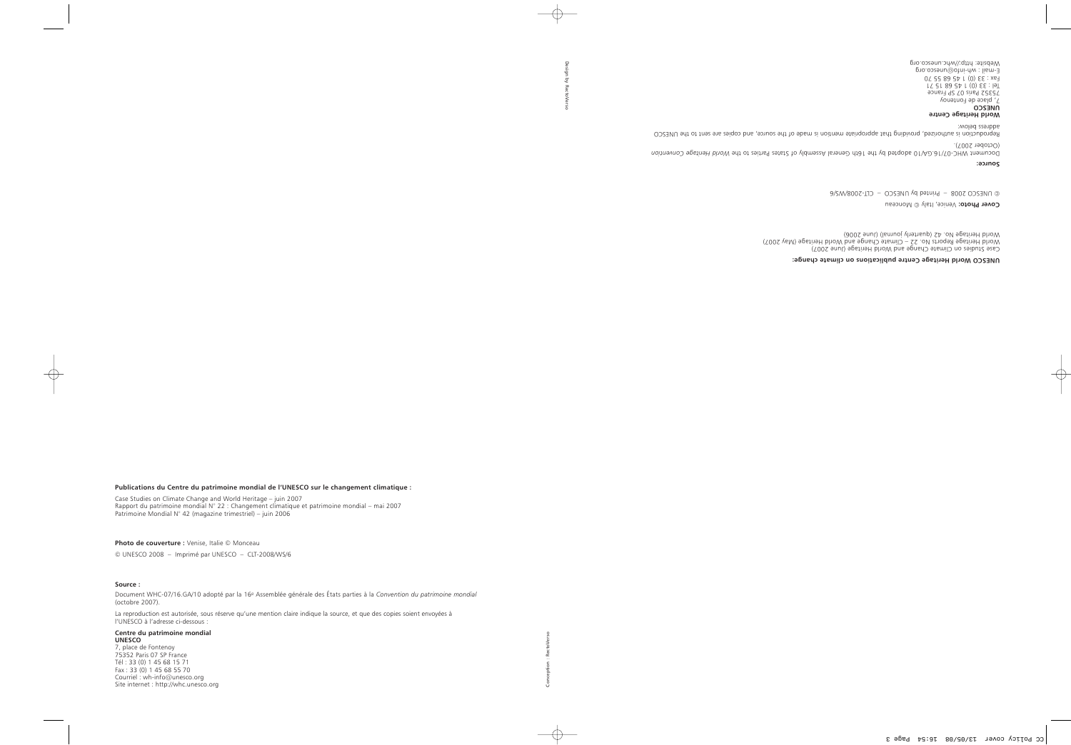**UNESCO World Heritage Centre publications on climate change:**

Case Studies on Climate Change and World Heritage (June 2007)
World Heritage Reports No. 22 – Climate Change and World Heritage (May 2007)
World Heritage No. 42 (quarterly journal) (June 2006)

**Cover Photo:** Venice, Italy © Monceau

© UNESCO 2008 – Printed by UNESCO – CLT-2008/WS/6

**Source:**

Document WHC-07/16.GA/10 adopted by the 16th General Assembly of States Parties to the *World Heritage Convention* (October 2007).

Reproduction is authorized, providing that appropriate mention is made of the source, and copies are sent to the UNESCO address below:

**World Heritage Centre**
**UNESCO**
7, place de Fontenoy
75352 Paris 07 SP France
Tel : 33 (0) 1 45 68 15 71
Fax : 33 (0) 1 45 68 55 70
E-mail : wh-info@unesco.org
Website: http://whc.unesco.org

Design by RectoVerso

**Publications du Centre du patrimoine mondial de l'UNESCO sur le changement climatique :**

Case Studies on Climate Change and World Heritage – juin 2007
Rapport du patrimoine mondial N° 22 : Changement climatique et patrimoine mondial – mai 2007
Patrimoine Mondial N° 42 (magazine trimestriel) – juin 2006

**Photo de couverture :** Venise, Italie © Monceau

© UNESCO 2008 – Imprimé par UNESCO – CLT-2008/WS/6

**Source :**

Document WHC-07/16.GA/10 adopté par la 16[e] Assemblée générale des États parties à la *Convention du patrimoine mondial* (octobre 2007).

La reproduction est autorisée, sous réserve qu'une mention claire indique la source, et que des copies soient envoyées à l'UNESCO à l'adresse ci-dessous :

**Centre du patrimoine mondial**
**UNESCO**
7, place de Fontenoy
75352 Paris 07 SP France
Tél : 33 (0) 1 45 68 15 71
Fax : 33 (0) 1 45 68 55 70
Courriel : wh-info@unesco.org
Site internet : http://whc.unesco.org

Conception : RectoVerso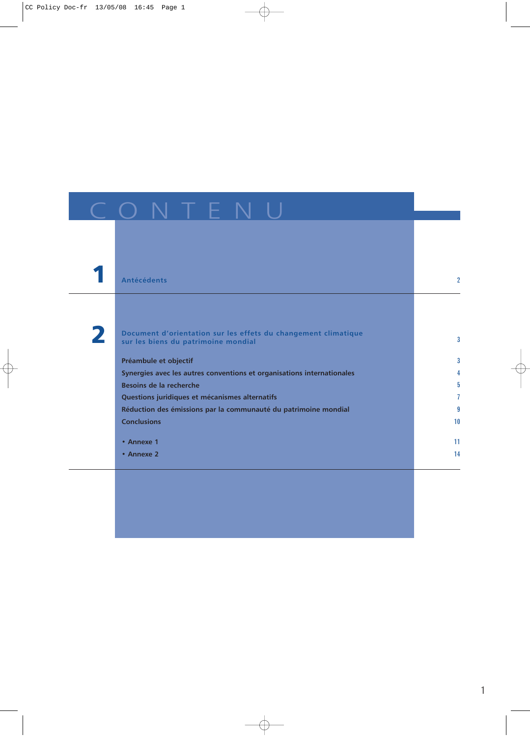# CONTENU

**1** Antécédents ... 2

**2** Document d'orientation sur les effets du changement climatique sur les biens du patrimoine mondial ... 3

| | |
|---|---|
| **Préambule et objectif** | 3 |
| **Synergies avec les autres conventions et organisations internationales** | 4 |
| **Besoins de la recherche** | 5 |
| **Questions juridiques et mécanismes alternatifs** | 7 |
| **Réduction des émissions par la communauté du patrimoine mondial** | 9 |
| **Conclusions** | 10 |
| • **Annexe 1** | 11 |
| • **Annexe 2** | 14 |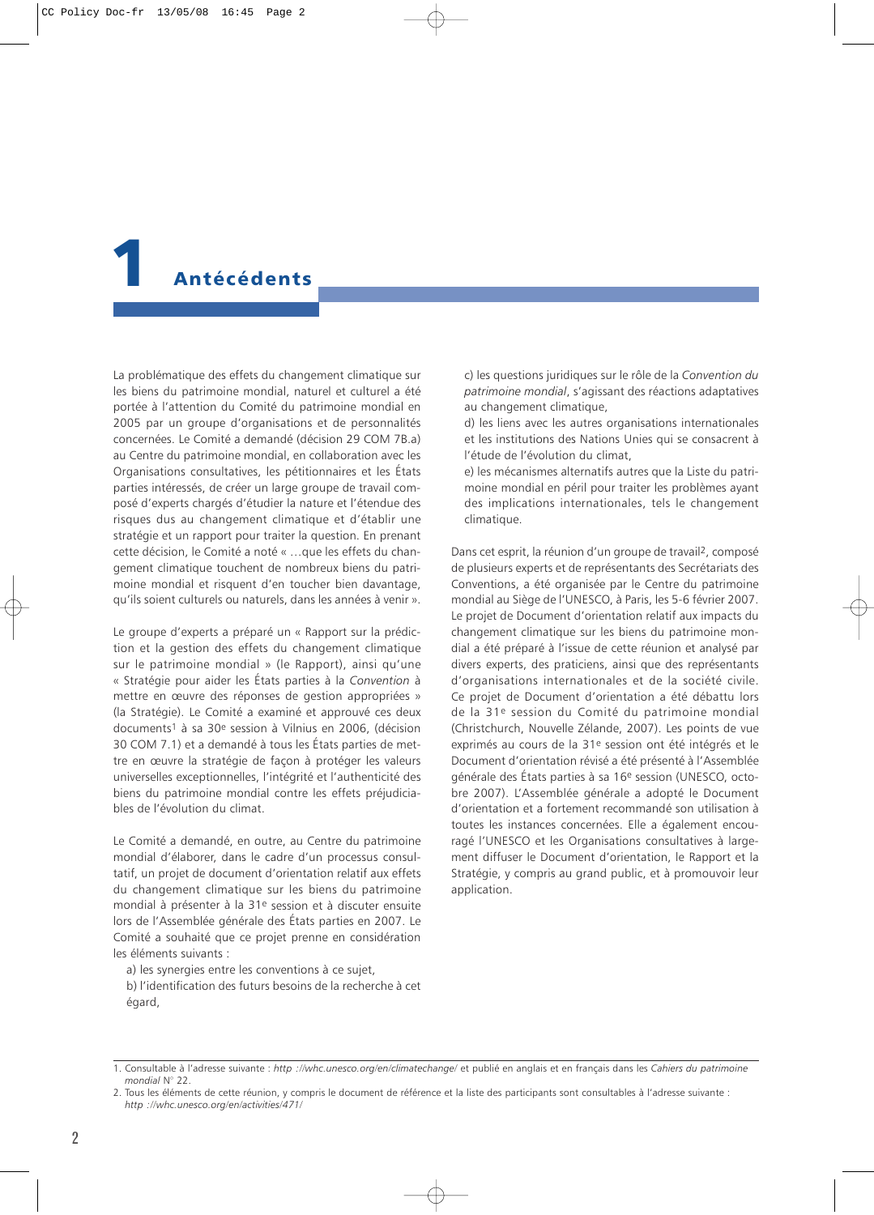# 1 Antécédents

La problématique des effets du changement climatique sur les biens du patrimoine mondial, naturel et culturel a été portée à l'attention du Comité du patrimoine mondial en 2005 par un groupe d'organisations et de personnalités concernées. Le Comité a demandé (décision 29 COM 7B.a) au Centre du patrimoine mondial, en collaboration avec les Organisations consultatives, les pétitionnaires et les États parties intéressés, de créer un large groupe de travail composé d'experts chargés d'étudier la nature et l'étendue des risques dus au changement climatique et d'établir une stratégie et un rapport pour traiter la question. En prenant cette décision, le Comité a noté « …que les effets du changement climatique touchent de nombreux biens du patrimoine mondial et risquent d'en toucher bien davantage, qu'ils soient culturels ou naturels, dans les années à venir ».

Le groupe d'experts a préparé un « Rapport sur la prédiction et la gestion des effets du changement climatique sur le patrimoine mondial » (le Rapport), ainsi qu'une « Stratégie pour aider les États parties à la *Convention* à mettre en œuvre des réponses de gestion appropriées » (la Stratégie). Le Comité a examiné et approuvé ces deux documents[1] à sa 30e session à Vilnius en 2006, (décision 30 COM 7.1) et a demandé à tous les États parties de mettre en œuvre la stratégie de façon à protéger les valeurs universelles exceptionnelles, l'intégrité et l'authenticité des biens du patrimoine mondial contre les effets préjudiciables de l'évolution du climat.

Le Comité a demandé, en outre, au Centre du patrimoine mondial d'élaborer, dans le cadre d'un processus consultatif, un projet de document d'orientation relatif aux effets du changement climatique sur les biens du patrimoine mondial à présenter à la 31e session et à discuter ensuite lors de l'Assemblée générale des États parties en 2007. Le Comité a souhaité que ce projet prenne en considération les éléments suivants :

a) les synergies entre les conventions à ce sujet,
b) l'identification des futurs besoins de la recherche à cet égard,
c) les questions juridiques sur le rôle de la *Convention du patrimoine mondial*, s'agissant des réactions adaptatives au changement climatique,
d) les liens avec les autres organisations internationales et les institutions des Nations Unies qui se consacrent à l'étude de l'évolution du climat,
e) les mécanismes alternatifs autres que la Liste du patrimoine mondial en péril pour traiter les problèmes ayant des implications internationales, tels le changement climatique.

Dans cet esprit, la réunion d'un groupe de travail[2], composé de plusieurs experts et de représentants des Secrétariats des Conventions, a été organisée par le Centre du patrimoine mondial au Siège de l'UNESCO, à Paris, les 5-6 février 2007. Le projet de Document d'orientation relatif aux impacts du changement climatique sur les biens du patrimoine mondial a été préparé à l'issue de cette réunion et analysé par divers experts, des praticiens, ainsi que des représentants d'organisations internationales et de la société civile. Ce projet de Document d'orientation a été débattu lors de la 31e session du Comité du patrimoine mondial (Christchurch, Nouvelle Zélande, 2007). Les points de vue exprimés au cours de la 31e session ont été intégrés et le Document d'orientation révisé a été présenté à l'Assemblée générale des États parties à sa 16e session (UNESCO, octobre 2007). L'Assemblée générale a adopté le Document d'orientation et a fortement recommandé son utilisation à toutes les instances concernées. Elle a également encouragé l'UNESCO et les Organisations consultatives à largement diffuser le Document d'orientation, le Rapport et la Stratégie, y compris au grand public, et à promouvoir leur application.

1. Consultable à l'adresse suivante : *http ://whc.unesco.org/en/climatechange/* et publié en anglais et en français dans les *Cahiers du patrimoine mondial* N° 22.
2. Tous les éléments de cette réunion, y compris le document de référence et la liste des participants sont consultables à l'adresse suivante : *http ://whc.unesco.org/en/activities/471/*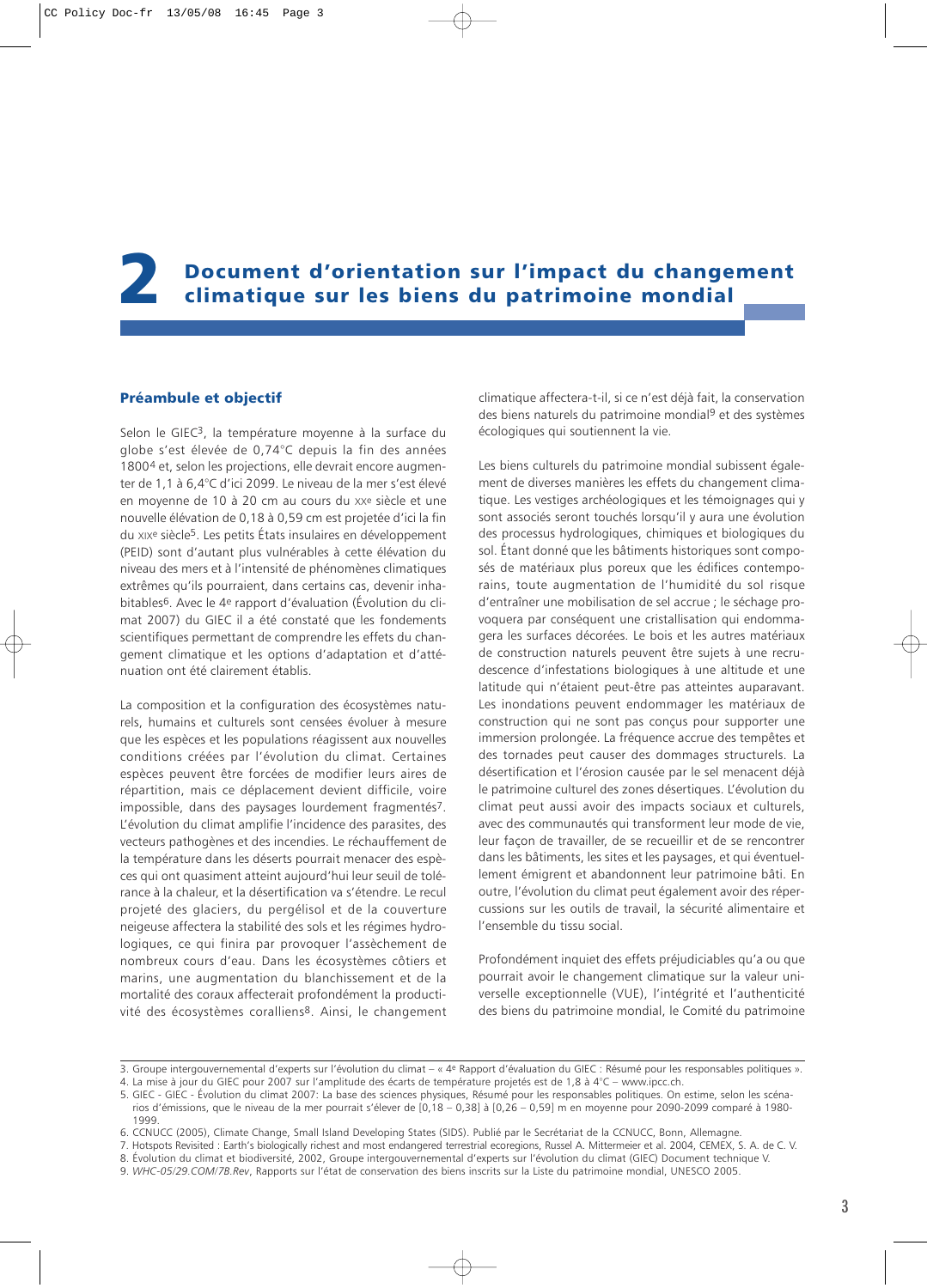# 2 Document d'orientation sur l'impact du changement climatique sur les biens du patrimoine mondial

## Préambule et objectif

Selon le GIEC[3], la température moyenne à la surface du globe s'est élevée de 0,74°C depuis la fin des années 1800[4] et, selon les projections, elle devrait encore augmenter de 1,1 à 6,4°C d'ici 2099. Le niveau de la mer s'est élevé en moyenne de 10 à 20 cm au cours du XXe siècle et une nouvelle élévation de 0,18 à 0,59 cm est projetée d'ici la fin du XIXe siècle[5]. Les petits États insulaires en développement (PEID) sont d'autant plus vulnérables à cette élévation du niveau des mers et à l'intensité de phénomènes climatiques extrêmes qu'ils pourraient, dans certains cas, devenir inhabitables[6]. Avec le 4e rapport d'évaluation (Évolution du climat 2007) du GIEC il a été constaté que les fondements scientifiques permettant de comprendre les effets du changement climatique et les options d'adaptation et d'atténuation ont été clairement établis.

La composition et la configuration des écosystèmes naturels, humains et culturels sont censées évoluer à mesure que les espèces et les populations réagissent aux nouvelles conditions créées par l'évolution du climat. Certaines espèces peuvent être forcées de modifier leurs aires de répartition, mais ce déplacement devient difficile, voire impossible, dans des paysages lourdement fragmentés[7]. L'évolution du climat amplifie l'incidence des parasites, des vecteurs pathogènes et des incendies. Le réchauffement de la température dans les déserts pourrait menacer des espèces qui ont quasiment atteint aujourd'hui leur seuil de tolérance à la chaleur, et la désertification va s'étendre. Le recul projeté des glaciers, du pergélisol et de la couverture neigeuse affectera la stabilité des sols et les régimes hydrologiques, ce qui finira par provoquer l'assèchement de nombreux cours d'eau. Dans les écosystèmes côtiers et marins, une augmentation du blanchissement et de la mortalité des coraux affecterait profondément la productivité des écosystèmes coralliens[8]. Ainsi, le changement climatique affectera-t-il, si ce n'est déjà fait, la conservation des biens naturels du patrimoine mondial[9] et des systèmes écologiques qui soutiennent la vie.

Les biens culturels du patrimoine mondial subissent également de diverses manières les effets du changement climatique. Les vestiges archéologiques et les témoignages qui y sont associés seront touchés lorsqu'il y aura une évolution des processus hydrologiques, chimiques et biologiques du sol. Étant donné que les bâtiments historiques sont composés de matériaux plus poreux que les édifices contemporains, toute augmentation de l'humidité du sol risque d'entraîner une mobilisation de sel accrue ; le séchage provoquera par conséquent une cristallisation qui endommagera les surfaces décorées. Le bois et les autres matériaux de construction naturels peuvent être sujets à une recrudescence d'infestations biologiques à une altitude et une latitude qui n'étaient peut-être pas atteintes auparavant. Les inondations peuvent endommager les matériaux de construction qui ne sont pas conçus pour supporter une immersion prolongée. La fréquence accrue des tempêtes et des tornades peut causer des dommages structurels. La désertification et l'érosion causée par le sel menacent déjà le patrimoine culturel des zones désertiques. L'évolution du climat peut aussi avoir des impacts sociaux et culturels, avec des communautés qui transforment leur mode de vie, leur façon de travailler, de se recueillir et de se rencontrer dans les bâtiments, les sites et les paysages, et qui éventuellement émigrent et abandonnent leur patrimoine bâti. En outre, l'évolution du climat peut également avoir des répercussions sur les outils de travail, la sécurité alimentaire et l'ensemble du tissu social.

Profondément inquiet des effets préjudiciables qu'a ou que pourrait avoir le changement climatique sur la valeur universelle exceptionnelle (VUE), l'intégrité et l'authenticité des biens du patrimoine mondial, le Comité du patrimoine

---

3. Groupe intergouvernemental d'experts sur l'évolution du climat – « 4e Rapport d'évaluation du GIEC : Résumé pour les responsables politiques ».
4. La mise à jour du GIEC pour 2007 sur l'amplitude des écarts de température projetés est de 1,8 à 4°C – www.ipcc.ch.
5. GIEC - GIEC - Évolution du climat 2007: La base des sciences physiques, Résumé pour les responsables politiques. On estime, selon les scénarios d'émissions, que le niveau de la mer pourrait s'élever de [0,18 – 0,38] à [0,26 – 0,59] m en moyenne pour 2090-2099 comparé à 1980-1999.
6. CCNUCC (2005), Climate Change, Small Island Developing States (SIDS). Publié par le Secrétariat de la CCNUCC, Bonn, Allemagne.
7. Hotspots Revisited : Earth's biologically richest and most endangered terrestrial ecoregions, Russel A. Mittermeier et al. 2004, CEMEX, S. A. de C. V.
8. Évolution du climat et biodiversité, 2002, Groupe intergouvernemental d'experts sur l'évolution du climat (GIEC) Document technique V.
9. *WHC-05/29.COM/7B.Rev*, Rapports sur l'état de conservation des biens inscrits sur la Liste du patrimoine mondial, UNESCO 2005.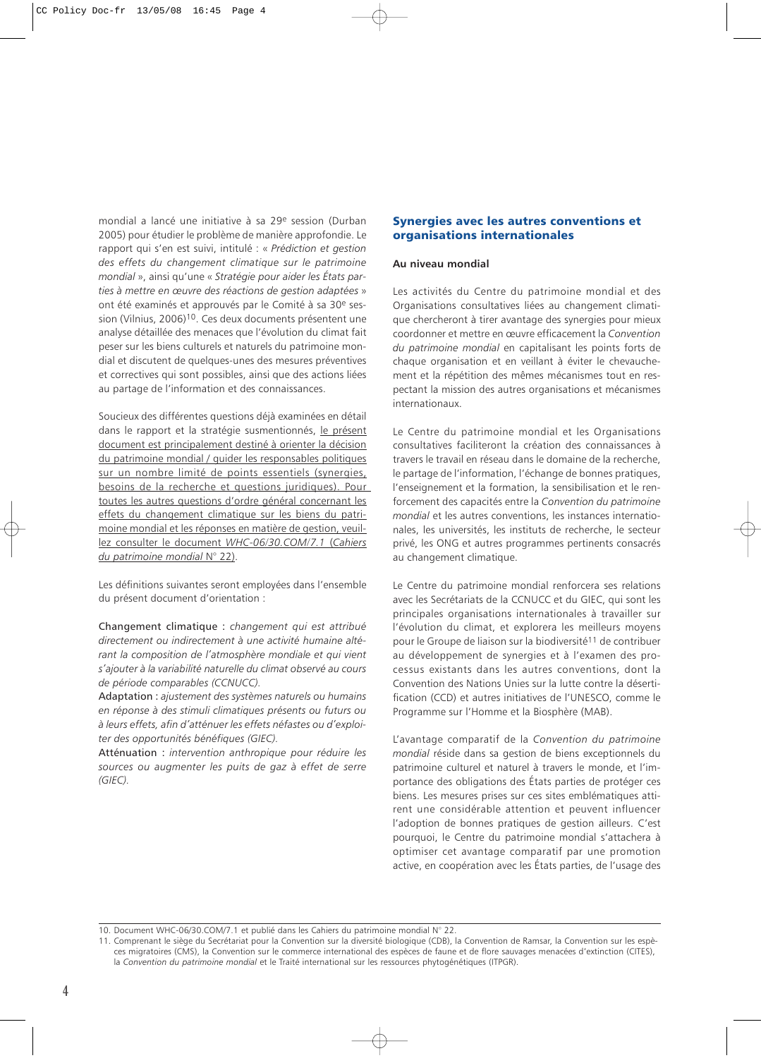mondial a lancé une initiative à sa 29[e] session (Durban 2005) pour étudier le problème de manière approfondie. Le rapport qui s'en est suivi, intitulé : « *Prédiction et gestion des effets du changement climatique sur le patrimoine mondial* », ainsi qu'une « *Stratégie pour aider les États parties à mettre en œuvre des réactions de gestion adaptées* » ont été examinés et approuvés par le Comité à sa 30[e] session (Vilnius, 2006)[10]. Ces deux documents présentent une analyse détaillée des menaces que l'évolution du climat fait peser sur les biens culturels et naturels du patrimoine mondial et discutent de quelques-unes des mesures préventives et correctives qui sont possibles, ainsi que des actions liées au partage de l'information et des connaissances.

Soucieux des différentes questions déjà examinées en détail dans le rapport et la stratégie susmentionnés, <u>le présent document est principalement destiné à orienter la décision du patrimoine mondial / guider les responsables politiques sur un nombre limité de points essentiels (synergies, besoins de la recherche et questions juridiques). Pour toutes les autres questions d'ordre général concernant les effets du changement climatique sur les biens du patrimoine mondial et les réponses en matière de gestion, veuillez consulter le document *WHC-06/30.COM/7.1* (*Cahiers du patrimoine mondial* N° 22)</u>.

Les définitions suivantes seront employées dans l'ensemble du présent document d'orientation :

Changement climatique : *changement qui est attribué directement ou indirectement à une activité humaine altérant la composition de l'atmosphère mondiale et qui vient s'ajouter à la variabilité naturelle du climat observé au cours de période comparables (CCNUCC).*
Adaptation : *ajustement des systèmes naturels ou humains en réponse à des stimuli climatiques présents ou futurs ou à leurs effets, afin d'atténuer les effets néfastes ou d'exploiter des opportunités bénéfiques (GIEC).*
Atténuation : *intervention anthropique pour réduire les sources ou augmenter les puits de gaz à effet de serre (GIEC).*

## Synergies avec les autres conventions et organisations internationales

### Au niveau mondial

Les activités du Centre du patrimoine mondial et des Organisations consultatives liées au changement climatique chercheront à tirer avantage des synergies pour mieux coordonner et mettre en œuvre efficacement la *Convention du patrimoine mondial* en capitalisant les points forts de chaque organisation et en veillant à éviter le chevauchement et la répétition des mêmes mécanismes tout en respectant la mission des autres organisations et mécanismes internationaux.

Le Centre du patrimoine mondial et les Organisations consultatives faciliteront la création des connaissances à travers le travail en réseau dans le domaine de la recherche, le partage de l'information, l'échange de bonnes pratiques, l'enseignement et la formation, la sensibilisation et le renforcement des capacités entre la *Convention du patrimoine mondial* et les autres conventions, les instances internationales, les universités, les instituts de recherche, le secteur privé, les ONG et autres programmes pertinents consacrés au changement climatique.

Le Centre du patrimoine mondial renforcera ses relations avec les Secrétariats de la CCNUCC et du GIEC, qui sont les principales organisations internationales à travailler sur l'évolution du climat, et explorera les meilleurs moyens pour le Groupe de liaison sur la biodiversité[11] de contribuer au développement de synergies et à l'examen des processus existants dans les autres conventions, dont la Convention des Nations Unies sur la lutte contre la désertification (CCD) et autres initiatives de l'UNESCO, comme le Programme sur l'Homme et la Biosphère (MAB).

L'avantage comparatif de la *Convention du patrimoine mondial* réside dans sa gestion de biens exceptionnels du patrimoine culturel et naturel à travers le monde, et l'importance des obligations des États parties de protéger ces biens. Les mesures prises sur ces sites emblématiques attirent une considérable attention et peuvent influencer l'adoption de bonnes pratiques de gestion ailleurs. C'est pourquoi, le Centre du patrimoine mondial s'attachera à optimiser cet avantage comparatif par une promotion active, en coopération avec les États parties, de l'usage des

---

10. Document WHC-06/30.COM/7.1 et publié dans les Cahiers du patrimoine mondial N° 22.

11. Comprenant le siège du Secrétariat pour la Convention sur la diversité biologique (CDB), la Convention de Ramsar, la Convention sur les espèces migratoires (CMS), la Convention sur le commerce international des espèces de faune et de flore sauvages menacées d'extinction (CITES), la *Convention du patrimoine mondial* et le Traité international sur les ressources phytogénétiques (ITPGR).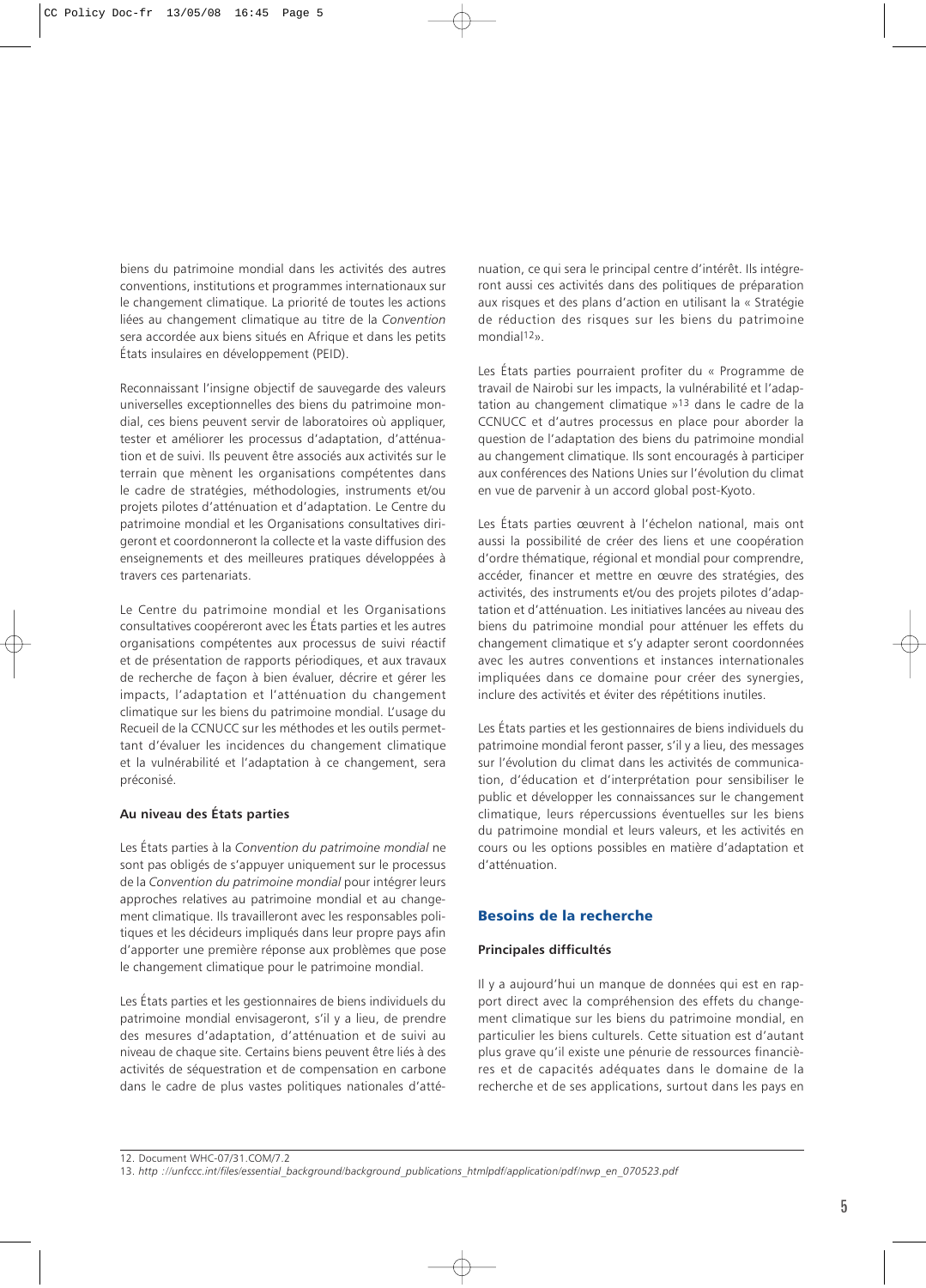biens du patrimoine mondial dans les activités des autres conventions, institutions et programmes internationaux sur le changement climatique. La priorité de toutes les actions liées au changement climatique au titre de la *Convention* sera accordée aux biens situés en Afrique et dans les petits États insulaires en développement (PEID).

Reconnaissant l'insigne objectif de sauvegarde des valeurs universelles exceptionnelles des biens du patrimoine mondial, ces biens peuvent servir de laboratoires où appliquer, tester et améliorer les processus d'adaptation, d'atténuation et de suivi. Ils peuvent être associés aux activités sur le terrain que mènent les organisations compétentes dans le cadre de stratégies, méthodologies, instruments et/ou projets pilotes d'atténuation et d'adaptation. Le Centre du patrimoine mondial et les Organisations consultatives dirigeront et coordonneront la collecte et la vaste diffusion des enseignements et des meilleures pratiques développées à travers ces partenariats.

Le Centre du patrimoine mondial et les Organisations consultatives coopéreront avec les États parties et les autres organisations compétentes aux processus de suivi réactif et de présentation de rapports périodiques, et aux travaux de recherche de façon à bien évaluer, décrire et gérer les impacts, l'adaptation et l'atténuation du changement climatique sur les biens du patrimoine mondial. L'usage du Recueil de la CCNUCC sur les méthodes et les outils permettant d'évaluer les incidences du changement climatique et la vulnérabilité et l'adaptation à ce changement, sera préconisé.

**Au niveau des États parties**

Les États parties à la *Convention du patrimoine mondial* ne sont pas obligés de s'appuyer uniquement sur le processus de la *Convention du patrimoine mondial* pour intégrer leurs approches relatives au patrimoine mondial et au changement climatique. Ils travailleront avec les responsables politiques et les décideurs impliqués dans leur propre pays afin d'apporter une première réponse aux problèmes que pose le changement climatique pour le patrimoine mondial.

Les États parties et les gestionnaires de biens individuels du patrimoine mondial envisageront, s'il y a lieu, de prendre des mesures d'adaptation, d'atténuation et de suivi au niveau de chaque site. Certains biens peuvent être liés à des activités de séquestration et de compensation en carbone dans le cadre de plus vastes politiques nationales d'atténuation, ce qui sera le principal centre d'intérêt. Ils intégreront aussi ces activités dans des politiques de préparation aux risques et des plans d'action en utilisant la « Stratégie de réduction des risques sur les biens du patrimoine mondial[12]».

Les États parties pourraient profiter du « Programme de travail de Nairobi sur les impacts, la vulnérabilité et l'adaptation au changement climatique »[13] dans le cadre de la CCNUCC et d'autres processus en place pour aborder la question de l'adaptation des biens du patrimoine mondial au changement climatique. Ils sont encouragés à participer aux conférences des Nations Unies sur l'évolution du climat en vue de parvenir à un accord global post-Kyoto.

Les États parties œuvrent à l'échelon national, mais ont aussi la possibilité de créer des liens et une coopération d'ordre thématique, régional et mondial pour comprendre, accéder, financer et mettre en œuvre des stratégies, des activités, des instruments et/ou des projets pilotes d'adaptation et d'atténuation. Les initiatives lancées au niveau des biens du patrimoine mondial pour atténuer les effets du changement climatique et s'y adapter seront coordonnées avec les autres conventions et instances internationales impliquées dans ce domaine pour créer des synergies, inclure des activités et éviter des répétitions inutiles.

Les États parties et les gestionnaires de biens individuels du patrimoine mondial feront passer, s'il y a lieu, des messages sur l'évolution du climat dans les activités de communication, d'éducation et d'interprétation pour sensibiliser le public et développer les connaissances sur le changement climatique, leurs répercussions éventuelles sur les biens du patrimoine mondial et leurs valeurs, et les activités en cours ou les options possibles en matière d'adaptation et d'atténuation.

## Besoins de la recherche

**Principales difficultés**

Il y a aujourd'hui un manque de données qui est en rapport direct avec la compréhension des effets du changement climatique sur les biens du patrimoine mondial, en particulier les biens culturels. Cette situation est d'autant plus grave qu'il existe une pénurie de ressources financières et de capacités adéquates dans le domaine de la recherche et de ses applications, surtout dans les pays en

12. Document WHC-07/31.COM/7.2
13. *http ://unfccc.int/files/essential_background/background_publications_htmlpdf/application/pdf/nwp_en_070523.pdf*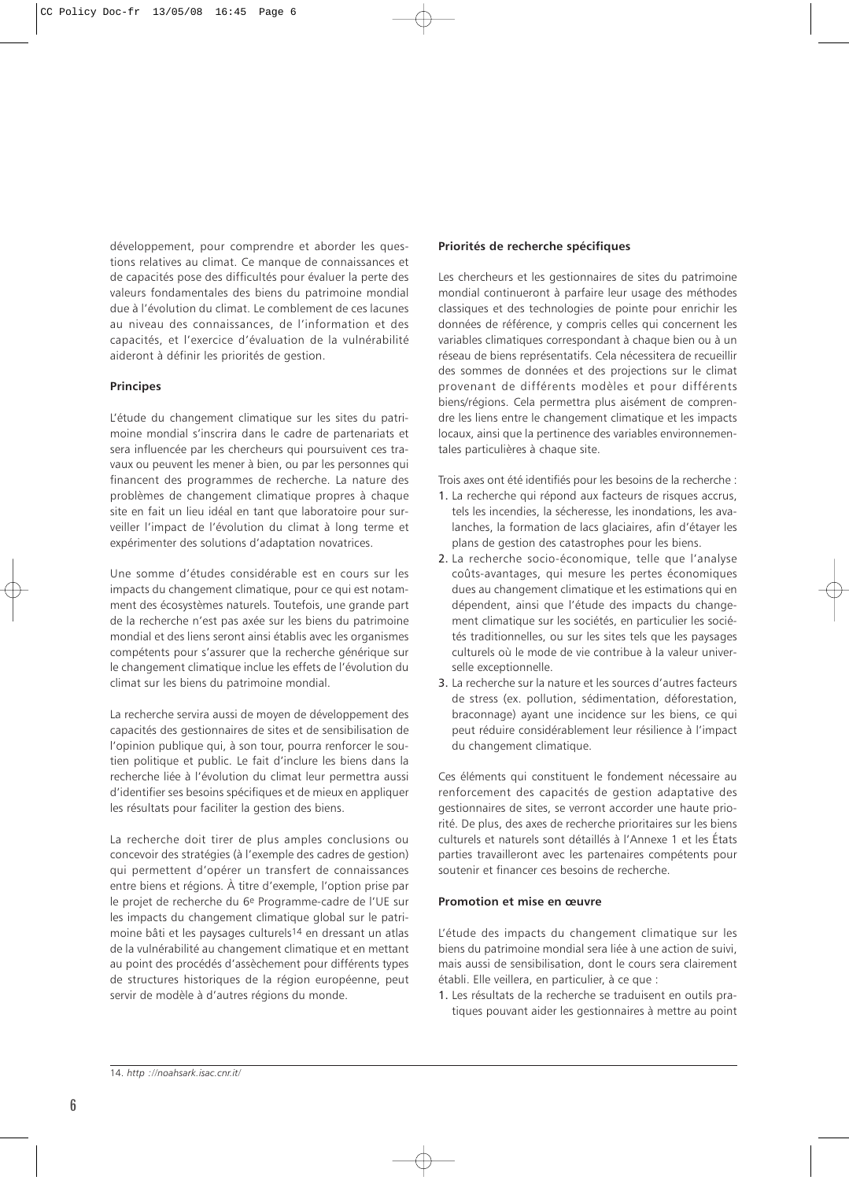développement, pour comprendre et aborder les questions relatives au climat. Ce manque de connaissances et de capacités pose des difficultés pour évaluer la perte des valeurs fondamentales des biens du patrimoine mondial due à l'évolution du climat. Le comblement de ces lacunes au niveau des connaissances, de l'information et des capacités, et l'exercice d'évaluation de la vulnérabilité aideront à définir les priorités de gestion.

**Principes**

L'étude du changement climatique sur les sites du patrimoine mondial s'inscrira dans le cadre de partenariats et sera influencée par les chercheurs qui poursuivent ces travaux ou peuvent les mener à bien, ou par les personnes qui financent des programmes de recherche. La nature des problèmes de changement climatique propres à chaque site en fait un lieu idéal en tant que laboratoire pour surveiller l'impact de l'évolution du climat à long terme et expérimenter des solutions d'adaptation novatrices.

Une somme d'études considérable est en cours sur les impacts du changement climatique, pour ce qui est notamment des écosystèmes naturels. Toutefois, une grande part de la recherche n'est pas axée sur les biens du patrimoine mondial et des liens seront ainsi établis avec les organismes compétents pour s'assurer que la recherche générique sur le changement climatique inclue les effets de l'évolution du climat sur les biens du patrimoine mondial.

La recherche servira aussi de moyen de développement des capacités des gestionnaires de sites et de sensibilisation de l'opinion publique qui, à son tour, pourra renforcer le soutien politique et public. Le fait d'inclure les biens dans la recherche liée à l'évolution du climat leur permettra aussi d'identifier ses besoins spécifiques et de mieux en appliquer les résultats pour faciliter la gestion des biens.

La recherche doit tirer de plus amples conclusions ou concevoir des stratégies (à l'exemple des cadres de gestion) qui permettent d'opérer un transfert de connaissances entre biens et régions. À titre d'exemple, l'option prise par le projet de recherche du 6e Programme-cadre de l'UE sur les impacts du changement climatique global sur le patrimoine bâti et les paysages culturels[14] en dressant un atlas de la vulnérabilité au changement climatique et en mettant au point des procédés d'assèchement pour différents types de structures historiques de la région européenne, peut servir de modèle à d'autres régions du monde.

**Priorités de recherche spécifiques**

Les chercheurs et les gestionnaires de sites du patrimoine mondial continueront à parfaire leur usage des méthodes classiques et des technologies de pointe pour enrichir les données de référence, y compris celles qui concernent les variables climatiques correspondant à chaque bien ou à un réseau de biens représentatifs. Cela nécessitera de recueillir des sommes de données et des projections sur le climat provenant de différents modèles et pour différents biens/régions. Cela permettra plus aisément de comprendre les liens entre le changement climatique et les impacts locaux, ainsi que la pertinence des variables environnementales particulières à chaque site.

Trois axes ont été identifiés pour les besoins de la recherche :

1. La recherche qui répond aux facteurs de risques accrus, tels les incendies, la sécheresse, les inondations, les avalanches, la formation de lacs glaciaires, afin d'étayer les plans de gestion des catastrophes pour les biens.
2. La recherche socio-économique, telle que l'analyse coûts-avantages, qui mesure les pertes économiques dues au changement climatique et les estimations qui en dépendent, ainsi que l'étude des impacts du changement climatique sur les sociétés, en particulier les sociétés traditionnelles, ou sur les sites tels que les paysages culturels où le mode de vie contribue à la valeur universelle exceptionnelle.
3. La recherche sur la nature et les sources d'autres facteurs de stress (ex. pollution, sédimentation, déforestation, braconnage) ayant une incidence sur les biens, ce qui peut réduire considérablement leur résilience à l'impact du changement climatique.

Ces éléments qui constituent le fondement nécessaire au renforcement des capacités de gestion adaptative des gestionnaires de sites, se verront accorder une haute priorité. De plus, des axes de recherche prioritaires sur les biens culturels et naturels sont détaillés à l'Annexe 1 et les États parties travailleront avec les partenaires compétents pour soutenir et financer ces besoins de recherche.

**Promotion et mise en œuvre**

L'étude des impacts du changement climatique sur les biens du patrimoine mondial sera liée à une action de suivi, mais aussi de sensibilisation, dont le cours sera clairement établi. Elle veillera, en particulier, à ce que :

1. Les résultats de la recherche se traduisent en outils pratiques pouvant aider les gestionnaires à mettre au point

14. *http ://noahsark.isac.cnr.it/*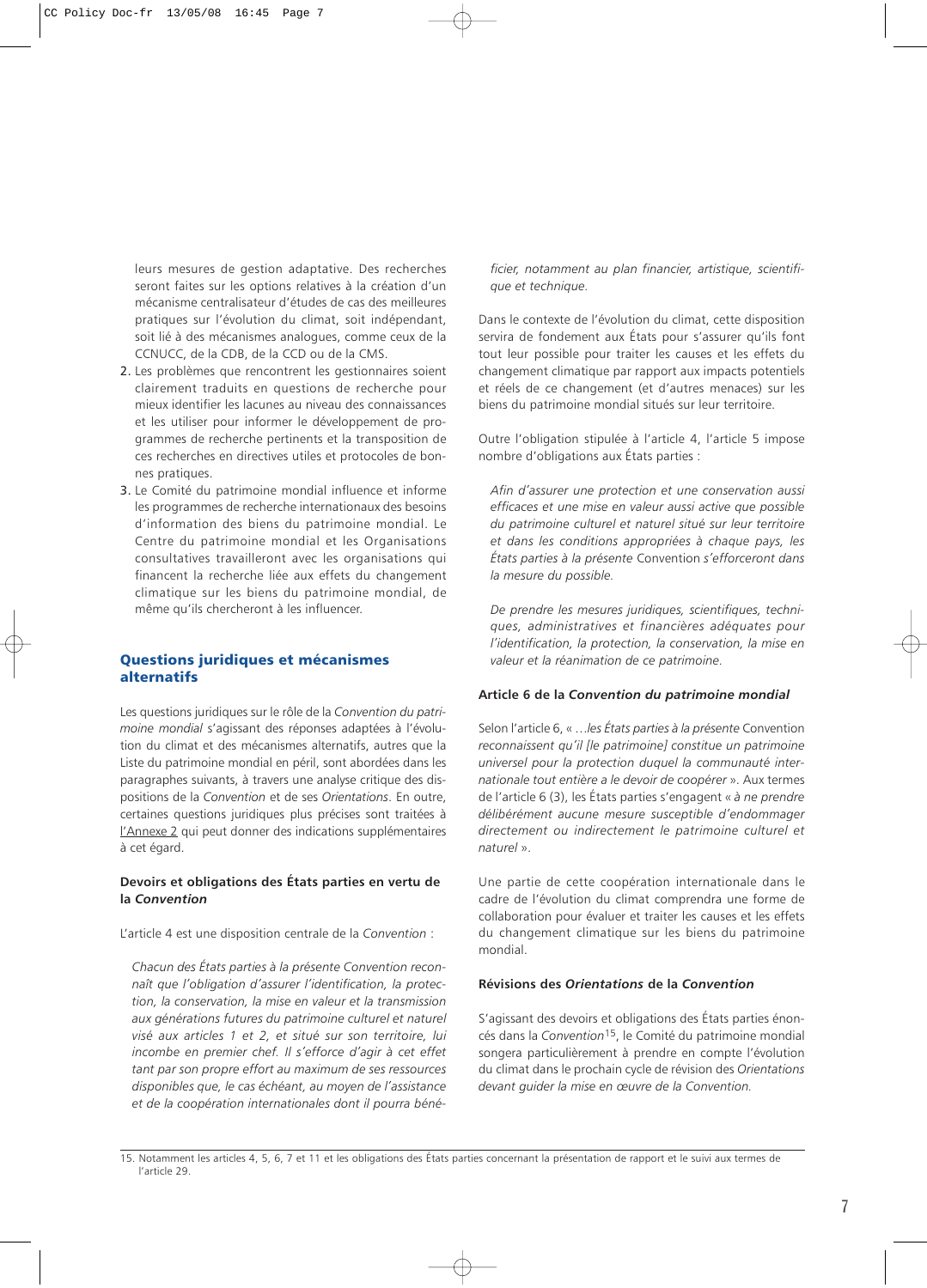leurs mesures de gestion adaptative. Des recherches seront faites sur les options relatives à la création d'un mécanisme centralisateur d'études de cas des meilleures pratiques sur l'évolution du climat, soit indépendant, soit lié à des mécanismes analogues, comme ceux de la CCNUCC, de la CDB, de la CCD ou de la CMS.

2. Les problèmes que rencontrent les gestionnaires soient clairement traduits en questions de recherche pour mieux identifier les lacunes au niveau des connaissances et les utiliser pour informer le développement de programmes de recherche pertinents et la transposition de ces recherches en directives utiles et protocoles de bonnes pratiques.
3. Le Comité du patrimoine mondial influence et informe les programmes de recherche internationaux des besoins d'information des biens du patrimoine mondial. Le Centre du patrimoine mondial et les Organisations consultatives travailleront avec les organisations qui financent la recherche liée aux effets du changement climatique sur les biens du patrimoine mondial, de même qu'ils chercheront à les influencer.

## Questions juridiques et mécanismes alternatifs

Les questions juridiques sur le rôle de la *Convention du patrimoine mondial* s'agissant des réponses adaptées à l'évolution du climat et des mécanismes alternatifs, autres que la Liste du patrimoine mondial en péril, sont abordées dans les paragraphes suivants, à travers une analyse critique des dispositions de la *Convention* et de ses *Orientations*. En outre, certaines questions juridiques plus précises sont traitées à l'Annexe 2 qui peut donner des indications supplémentaires à cet égard.

### Devoirs et obligations des États parties en vertu de la *Convention*

L'article 4 est une disposition centrale de la *Convention* :

> *Chacun des États parties à la présente Convention reconnaît que l'obligation d'assurer l'identification, la protection, la conservation, la mise en valeur et la transmission aux générations futures du patrimoine culturel et naturel visé aux articles 1 et 2, et situé sur son territoire, lui incombe en premier chef. Il s'efforce d'agir à cet effet tant par son propre effort au maximum de ses ressources disponibles que, le cas échéant, au moyen de l'assistance et de la coopération internationales dont il pourra bénéficier, notamment au plan financier, artistique, scientifique et technique.*

Dans le contexte de l'évolution du climat, cette disposition servira de fondement aux États pour s'assurer qu'ils font tout leur possible pour traiter les causes et les effets du changement climatique par rapport aux impacts potentiels et réels de ce changement (et d'autres menaces) sur les biens du patrimoine mondial situés sur leur territoire.

Outre l'obligation stipulée à l'article 4, l'article 5 impose nombre d'obligations aux États parties :

> *Afin d'assurer une protection et une conservation aussi efficaces et une mise en valeur aussi active que possible du patrimoine culturel et naturel situé sur leur territoire et dans les conditions appropriées à chaque pays, les États parties à la présente* Convention *s'efforceront dans la mesure du possible.*
>
> *De prendre les mesures juridiques, scientifiques, techniques, administratives et financières adéquates pour l'identification, la protection, la conservation, la mise en valeur et la réanimation de ce patrimoine.*

### Article 6 de la *Convention du patrimoine mondial*

Selon l'article 6, « *…les États parties à la présente* Convention *reconnaissent qu'il [le patrimoine] constitue un patrimoine universel pour la protection duquel la communauté internationale tout entière a le devoir de coopérer* ». Aux termes de l'article 6 (3), les États parties s'engagent « *à ne prendre délibérément aucune mesure susceptible d'endommager directement ou indirectement le patrimoine culturel et naturel* ».

Une partie de cette coopération internationale dans le cadre de l'évolution du climat comprendra une forme de collaboration pour évaluer et traiter les causes et les effets du changement climatique sur les biens du patrimoine mondial.

### Révisions des *Orientations* de la *Convention*

S'agissant des devoirs et obligations des États parties énoncés dans la *Convention*[15], le Comité du patrimoine mondial songera particulièrement à prendre en compte l'évolution du climat dans le prochain cycle de révision des *Orientations devant guider la mise en œuvre de la Convention.*

15. Notamment les articles 4, 5, 6, 7 et 11 et les obligations des États parties concernant la présentation de rapport et le suivi aux termes de l'article 29.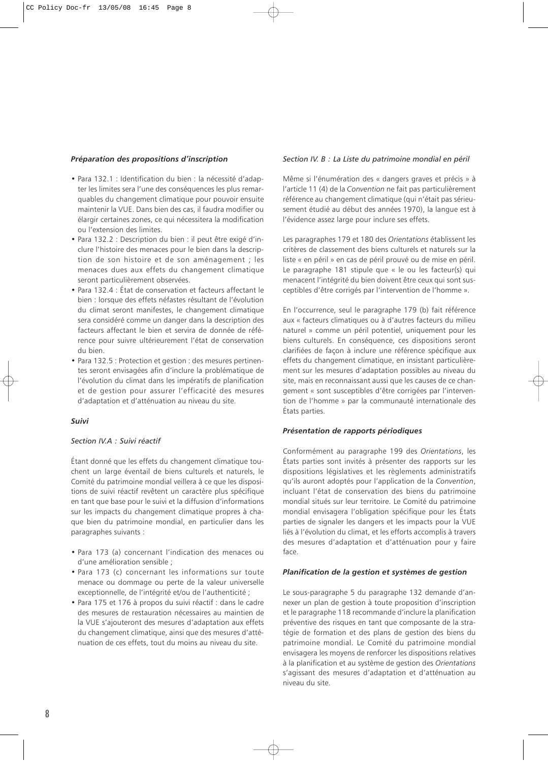### *Préparation des propositions d'inscription*

- Para 132.1 : Identification du bien : la nécessité d'adapter les limites sera l'une des conséquences les plus remarquables du changement climatique pour pouvoir ensuite maintenir la VUE. Dans bien des cas, il faudra modifier ou élargir certaines zones, ce qui nécessitera la modification ou l'extension des limites.
- Para 132.2 : Description du bien : il peut être exigé d'inclure l'histoire des menaces pour le bien dans la description de son histoire et de son aménagement ; les menaces dues aux effets du changement climatique seront particulièrement observées.
- Para 132.4 : État de conservation et facteurs affectant le bien : lorsque des effets néfastes résultant de l'évolution du climat seront manifestes, le changement climatique sera considéré comme un danger dans la description des facteurs affectant le bien et servira de donnée de référence pour suivre ultérieurement l'état de conservation du bien.
- Para 132.5 : Protection et gestion : des mesures pertinentes seront envisagées afin d'inclure la problématique de l'évolution du climat dans les impératifs de planification et de gestion pour assurer l'efficacité des mesures d'adaptation et d'atténuation au niveau du site.

### *Suivi*

*Section IV.A : Suivi réactif*

Étant donné que les effets du changement climatique touchent un large éventail de biens culturels et naturels, le Comité du patrimoine mondial veillera à ce que les dispositions de suivi réactif revêtent un caractère plus spécifique en tant que base pour le suivi et la diffusion d'informations sur les impacts du changement climatique propres à chaque bien du patrimoine mondial, en particulier dans les paragraphes suivants :

- Para 173 (a) concernant l'indication des menaces ou d'une amélioration sensible ;
- Para 173 (c) concernant les informations sur toute menace ou dommage ou perte de la valeur universelle exceptionnelle, de l'intégrité et/ou de l'authenticité ;
- Para 175 et 176 à propos du suivi réactif : dans le cadre des mesures de restauration nécessaires au maintien de la VUE s'ajouteront des mesures d'adaptation aux effets du changement climatique, ainsi que des mesures d'atténuation de ces effets, tout du moins au niveau du site.

*Section IV. B : La Liste du patrimoine mondial en péril*

Même si l'énumération des « dangers graves et précis » à l'article 11 (4) de la *Convention* ne fait pas particulièrement référence au changement climatique (qui n'était pas sérieusement étudié au début des années 1970), la langue est à l'évidence assez large pour inclure ses effets.

Les paragraphes 179 et 180 des *Orientations* établissent les critères de classement des biens culturels et naturels sur la liste « en péril » en cas de péril prouvé ou de mise en péril. Le paragraphe 181 stipule que « le ou les facteur(s) qui menacent l'intégrité du bien doivent être ceux qui sont susceptibles d'être corrigés par l'intervention de l'homme ».

En l'occurrence, seul le paragraphe 179 (b) fait référence aux « facteurs climatiques ou à d'autres facteurs du milieu naturel » comme un péril potentiel, uniquement pour les biens culturels. En conséquence, ces dispositions seront clarifiées de façon à inclure une référence spécifique aux effets du changement climatique, en insistant particulièrement sur les mesures d'adaptation possibles au niveau du site, mais en reconnaissant aussi que les causes de ce changement « sont susceptibles d'être corrigées par l'intervention de l'homme » par la communauté internationale des États parties.

### *Présentation de rapports périodiques*

Conformément au paragraphe 199 des *Orientations*, les États parties sont invités à présenter des rapports sur les dispositions législatives et les règlements administratifs qu'ils auront adoptés pour l'application de la *Convention*, incluant l'état de conservation des biens du patrimoine mondial situés sur leur territoire. Le Comité du patrimoine mondial envisagera l'obligation spécifique pour les États parties de signaler les dangers et les impacts pour la VUE liés à l'évolution du climat, et les efforts accomplis à travers des mesures d'adaptation et d'atténuation pour y faire face.

### *Planification de la gestion et systèmes de gestion*

Le sous-paragraphe 5 du paragraphe 132 demande d'annexer un plan de gestion à toute proposition d'inscription et le paragraphe 118 recommande d'inclure la planification préventive des risques en tant que composante de la stratégie de formation et des plans de gestion des biens du patrimoine mondial. Le Comité du patrimoine mondial envisagera les moyens de renforcer les dispositions relatives à la planification et au système de gestion des *Orientations* s'agissant des mesures d'adaptation et d'atténuation au niveau du site.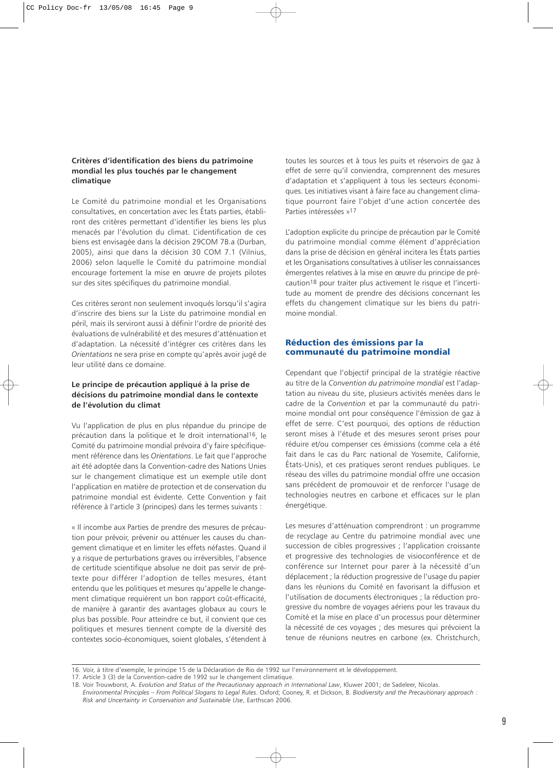### Critères d'identification des biens du patrimoine mondial les plus touchés par le changement climatique

Le Comité du patrimoine mondial et les Organisations consultatives, en concertation avec les États parties, établiront des critères permettant d'identifier les biens les plus menacés par l'évolution du climat. L'identification de ces biens est envisagée dans la décision 29COM 7B.a (Durban, 2005), ainsi que dans la décision 30 COM 7.1 (Vilnius, 2006) selon laquelle le Comité du patrimoine mondial encourage fortement la mise en œuvre de projets pilotes sur des sites spécifiques du patrimoine mondial.

Ces critères seront non seulement invoqués lorsqu'il s'agira d'inscrire des biens sur la Liste du patrimoine mondial en péril, mais ils serviront aussi à définir l'ordre de priorité des évaluations de vulnérabilité et des mesures d'atténuation et d'adaptation. La nécessité d'intégrer ces critères dans les *Orientations* ne sera prise en compte qu'après avoir jugé de leur utilité dans ce domaine.

### Le principe de précaution appliqué à la prise de décisions du patrimoine mondial dans le contexte de l'évolution du climat

Vu l'application de plus en plus répandue du principe de précaution dans la politique et le droit international[16], le Comité du patrimoine mondial prévoira d'y faire spécifiquement référence dans les *Orientations*. Le fait que l'approche ait été adoptée dans la Convention-cadre des Nations Unies sur le changement climatique est un exemple utile dont l'application en matière de protection et de conservation du patrimoine mondial est évidente. Cette Convention y fait référence à l'article 3 (principes) dans les termes suivants :

« Il incombe aux Parties de prendre des mesures de précaution pour prévoir, prévenir ou atténuer les causes du changement climatique et en limiter les effets néfastes. Quand il y a risque de perturbations graves ou irréversibles, l'absence de certitude scientifique absolue ne doit pas servir de prétexte pour différer l'adoption de telles mesures, étant entendu que les politiques et mesures qu'appelle le changement climatique requièrent un bon rapport coût-efficacité, de manière à garantir des avantages globaux au cours le plus bas possible. Pour atteindre ce but, il convient que ces politiques et mesures tiennent compte de la diversité des contextes socio-économiques, soient globales, s'étendent à toutes les sources et à tous les puits et réservoirs de gaz à effet de serre qu'il conviendra, comprennent des mesures d'adaptation et s'appliquent à tous les secteurs économiques. Les initiatives visant à faire face au changement climatique pourront faire l'objet d'une action concertée des Parties intéressées »[17]

L'adoption explicite du principe de précaution par le Comité du patrimoine mondial comme élément d'appréciation dans la prise de décision en général incitera les États parties et les Organisations consultatives à utiliser les connaissances émergentes relatives à la mise en œuvre du principe de précaution[18] pour traiter plus activement le risque et l'incertitude au moment de prendre des décisions concernant les effets du changement climatique sur les biens du patrimoine mondial.

## Réduction des émissions par la communauté du patrimoine mondial

Cependant que l'objectif principal de la stratégie réactive au titre de la *Convention du patrimoine mondial* est l'adaptation au niveau du site, plusieurs activités menées dans le cadre de la *Convention* et par la communauté du patrimoine mondial ont pour conséquence l'émission de gaz à effet de serre. C'est pourquoi, des options de réduction seront mises à l'étude et des mesures seront prises pour réduire et/ou compenser ces émissions (comme cela a été fait dans le cas du Parc national de Yosemite, Californie, États-Unis), et ces pratiques seront rendues publiques. Le réseau des villes du patrimoine mondial offre une occasion sans précédent de promouvoir et de renforcer l'usage de technologies neutres en carbone et efficaces sur le plan énergétique.

Les mesures d'atténuation comprendront : un programme de recyclage au Centre du patrimoine mondial avec une succession de cibles progressives ; l'application croissante et progressive des technologies de visioconférence et de conférence sur Internet pour parer à la nécessité d'un déplacement ; la réduction progressive de l'usage du papier dans les réunions du Comité en favorisant la diffusion et l'utilisation de documents électroniques ; la réduction progressive du nombre de voyages aériens pour les travaux du Comité et la mise en place d'un processus pour déterminer la nécessité de ces voyages ; des mesures qui prévoient la tenue de réunions neutres en carbone (ex. Christchurch,

---

16. Voir, à titre d'exemple, le principe 15 de la Déclaration de Rio de 1992 sur l'environnement et le développement.

17. Article 3 (3) de la Convention-cadre de 1992 sur le changement climatique.

18. Voir Trouwborst, A. *Evolution and Status of the Precautionary approach in International Law*, Kluwer 2001; de Sadeleer, Nicolas. *Environmental Principles – From Political Slogans to Legal Rules*. Oxford; Cooney, R. et Dickson, B. *Biodiversity and the Precautionary approach : Risk and Uncertainty in Conservation and Sustainable Use*, Earthscan 2006.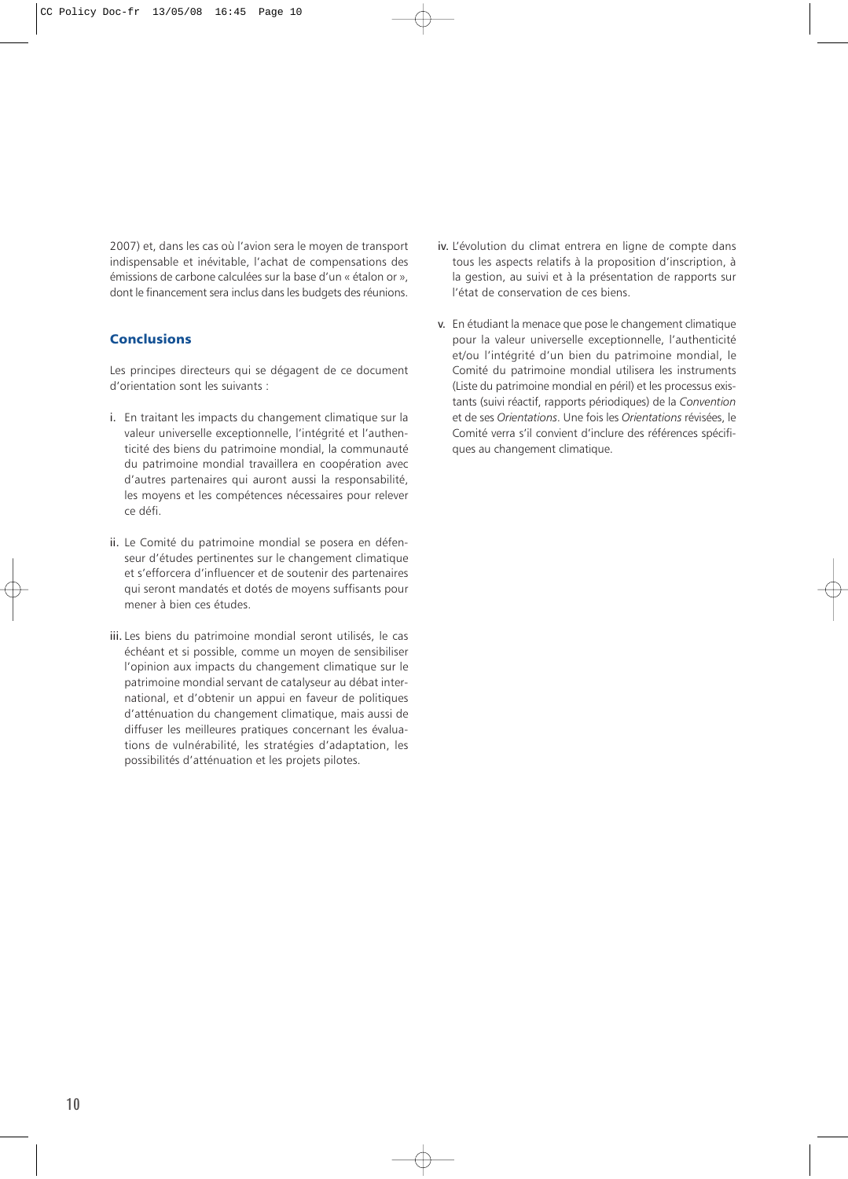2007) et, dans les cas où l'avion sera le moyen de transport indispensable et inévitable, l'achat de compensations des émissions de carbone calculées sur la base d'un « étalon or », dont le financement sera inclus dans les budgets des réunions.

## Conclusions

Les principes directeurs qui se dégagent de ce document d'orientation sont les suivants :

i. En traitant les impacts du changement climatique sur la valeur universelle exceptionnelle, l'intégrité et l'authenticité des biens du patrimoine mondial, la communauté du patrimoine mondial travaillera en coopération avec d'autres partenaires qui auront aussi la responsabilité, les moyens et les compétences nécessaires pour relever ce défi.

ii. Le Comité du patrimoine mondial se posera en défenseur d'études pertinentes sur le changement climatique et s'efforcera d'influencer et de soutenir des partenaires qui seront mandatés et dotés de moyens suffisants pour mener à bien ces études.

iii. Les biens du patrimoine mondial seront utilisés, le cas échéant et si possible, comme un moyen de sensibiliser l'opinion aux impacts du changement climatique sur le patrimoine mondial servant de catalyseur au débat international, et d'obtenir un appui en faveur de politiques d'atténuation du changement climatique, mais aussi de diffuser les meilleures pratiques concernant les évaluations de vulnérabilité, les stratégies d'adaptation, les possibilités d'atténuation et les projets pilotes.

iv. L'évolution du climat entrera en ligne de compte dans tous les aspects relatifs à la proposition d'inscription, à la gestion, au suivi et à la présentation de rapports sur l'état de conservation de ces biens.

v. En étudiant la menace que pose le changement climatique pour la valeur universelle exceptionnelle, l'authenticité et/ou l'intégrité d'un bien du patrimoine mondial, le Comité du patrimoine mondial utilisera les instruments (Liste du patrimoine mondial en péril) et les processus existants (suivi réactif, rapports périodiques) de la *Convention* et de ses *Orientations*. Une fois les *Orientations* révisées, le Comité verra s'il convient d'inclure des références spécifiques au changement climatique.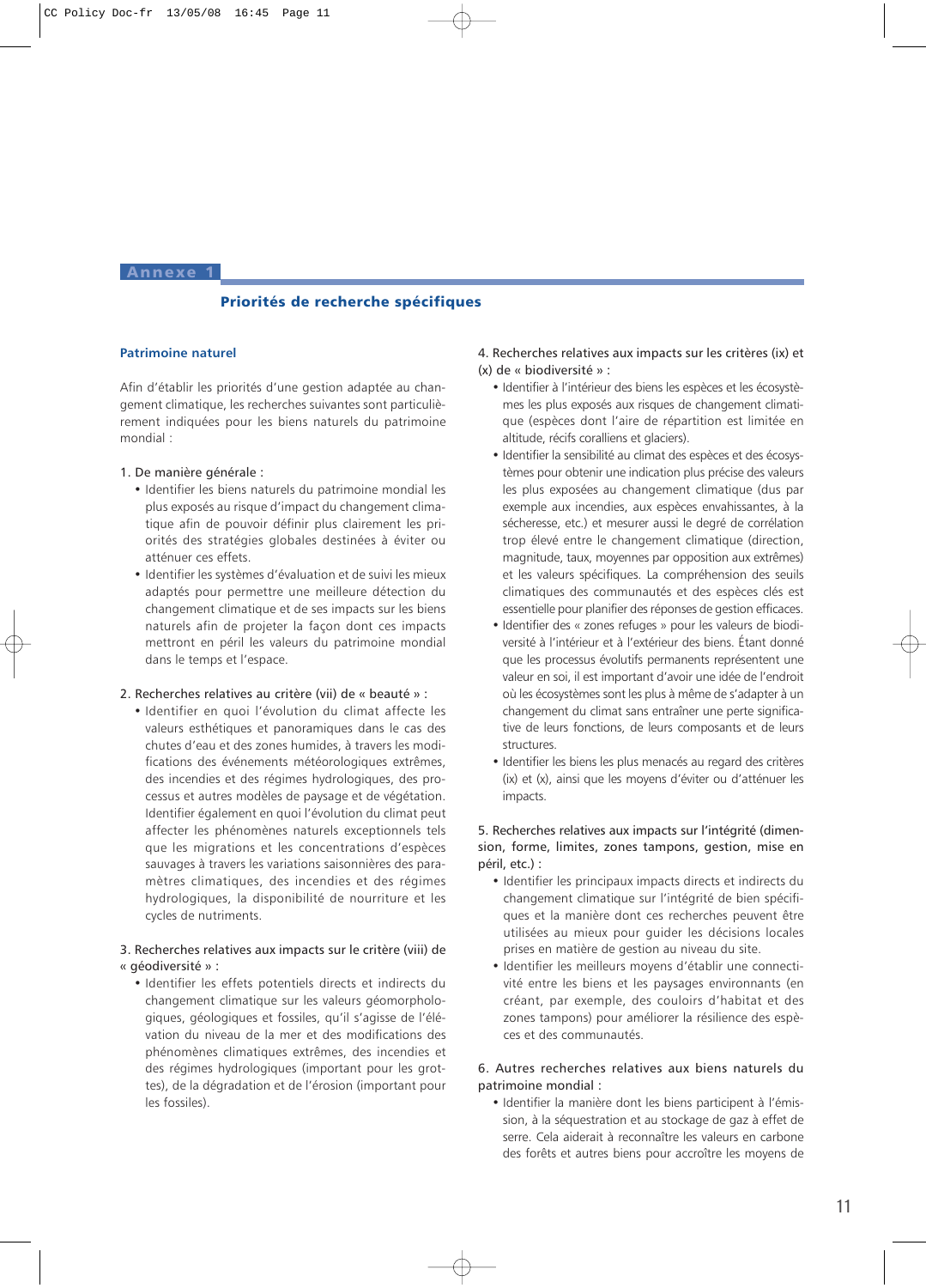## Annexe 1

### Priorités de recherche spécifiques

#### Patrimoine naturel

Afin d'établir les priorités d'une gestion adaptée au changement climatique, les recherches suivantes sont particulièrement indiquées pour les biens naturels du patrimoine mondial :

1. De manière générale :
   - Identifier les biens naturels du patrimoine mondial les plus exposés au risque d'impact du changement climatique afin de pouvoir définir plus clairement les priorités des stratégies globales destinées à éviter ou atténuer ces effets.
   - Identifier les systèmes d'évaluation et de suivi les mieux adaptés pour permettre une meilleure détection du changement climatique et de ses impacts sur les biens naturels afin de projeter la façon dont ces impacts mettront en péril les valeurs du patrimoine mondial dans le temps et l'espace.

2. Recherches relatives au critère (vii) de « beauté » :
   - Identifier en quoi l'évolution du climat affecte les valeurs esthétiques et panoramiques dans le cas des chutes d'eau et des zones humides, à travers les modifications des événements météorologiques extrêmes, des incendies et des régimes hydrologiques, des processus et autres modèles de paysage et de végétation. Identifier également en quoi l'évolution du climat peut affecter les phénomènes naturels exceptionnels tels que les migrations et les concentrations d'espèces sauvages à travers les variations saisonnières des paramètres climatiques, des incendies et des régimes hydrologiques, la disponibilité de nourriture et les cycles de nutriments.

3. Recherches relatives aux impacts sur le critère (viii) de « géodiversité » :
   - Identifier les effets potentiels directs et indirects du changement climatique sur les valeurs géomorphologiques, géologiques et fossiles, qu'il s'agisse de l'élévation du niveau de la mer et des modifications des phénomènes climatiques extrêmes, des incendies et des régimes hydrologiques (important pour les grottes), de la dégradation et de l'érosion (important pour les fossiles).

4. Recherches relatives aux impacts sur les critères (ix) et (x) de « biodiversité » :
   - Identifier à l'intérieur des biens les espèces et les écosystèmes les plus exposés aux risques de changement climatique (espèces dont l'aire de répartition est limitée en altitude, récifs coralliens et glaciers).
   - Identifier la sensibilité au climat des espèces et des écosystèmes pour obtenir une indication plus précise des valeurs les plus exposées au changement climatique (dus par exemple aux incendies, aux espèces envahissantes, à la sécheresse, etc.) et mesurer aussi le degré de corrélation trop élevé entre le changement climatique (direction, magnitude, taux, moyennes par opposition aux extrêmes) et les valeurs spécifiques. La compréhension des seuils climatiques des communautés et des espèces clés est essentielle pour planifier des réponses de gestion efficaces.
   - Identifier des « zones refuges » pour les valeurs de biodiversité à l'intérieur et à l'extérieur des biens. Étant donné que les processus évolutifs permanents représentent une valeur en soi, il est important d'avoir une idée de l'endroit où les écosystèmes sont les plus à même de s'adapter à un changement du climat sans entraîner une perte significative de leurs fonctions, de leurs composants et de leurs structures.
   - Identifier les biens les plus menacés au regard des critères (ix) et (x), ainsi que les moyens d'éviter ou d'atténuer les impacts.

5. Recherches relatives aux impacts sur l'intégrité (dimension, forme, limites, zones tampons, gestion, mise en péril, etc.) :
   - Identifier les principaux impacts directs et indirects du changement climatique sur l'intégrité de bien spécifiques et la manière dont ces recherches peuvent être utilisées au mieux pour guider les décisions locales prises en matière de gestion au niveau du site.
   - Identifier les meilleurs moyens d'établir une connectivité entre les biens et les paysages environnants (en créant, par exemple, des couloirs d'habitat et des zones tampons) pour améliorer la résilience des espèces et des communautés.

6. Autres recherches relatives aux biens naturels du patrimoine mondial :
   - Identifier la manière dont les biens participent à l'émission, à la séquestration et au stockage de gaz à effet de serre. Cela aiderait à reconnaître les valeurs en carbone des forêts et autres biens pour accroître les moyens de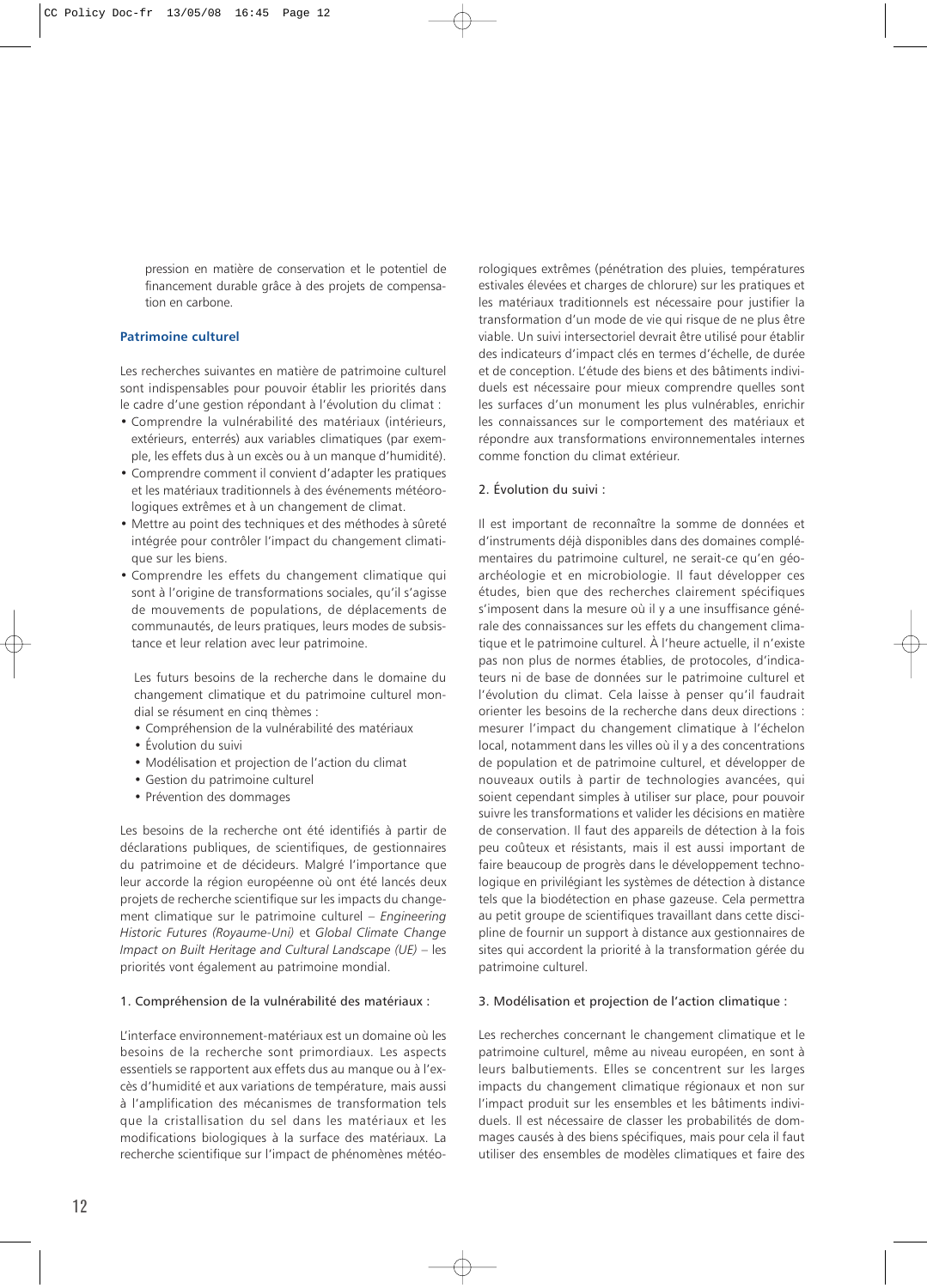pression en matière de conservation et le potentiel de financement durable grâce à des projets de compensation en carbone.

### Patrimoine culturel

Les recherches suivantes en matière de patrimoine culturel sont indispensables pour pouvoir établir les priorités dans le cadre d'une gestion répondant à l'évolution du climat :

- Comprendre la vulnérabilité des matériaux (intérieurs, extérieurs, enterrés) aux variables climatiques (par exemple, les effets dus à un excès ou à un manque d'humidité).
- Comprendre comment il convient d'adapter les pratiques et les matériaux traditionnels à des événements météorologiques extrêmes et à un changement de climat.
- Mettre au point des techniques et des méthodes à sûreté intégrée pour contrôler l'impact du changement climatique sur les biens.
- Comprendre les effets du changement climatique qui sont à l'origine de transformations sociales, qu'il s'agisse de mouvements de populations, de déplacements de communautés, de leurs pratiques, leurs modes de subsistance et leur relation avec leur patrimoine.

Les futurs besoins de la recherche dans le domaine du changement climatique et du patrimoine culturel mondial se résument en cinq thèmes :

- Compréhension de la vulnérabilité des matériaux
- Évolution du suivi
- Modélisation et projection de l'action du climat
- Gestion du patrimoine culturel
- Prévention des dommages

Les besoins de la recherche ont été identifiés à partir de déclarations publiques, de scientifiques, de gestionnaires du patrimoine et de décideurs. Malgré l'importance que leur accorde la région européenne où ont été lancés deux projets de recherche scientifique sur les impacts du changement climatique sur le patrimoine culturel – *Engineering Historic Futures (Royaume-Uni)* et *Global Climate Change Impact on Built Heritage and Cultural Landscape (UE)* – les priorités vont également au patrimoine mondial.

1. Compréhension de la vulnérabilité des matériaux :

L'interface environnement-matériaux est un domaine où les besoins de la recherche sont primordiaux. Les aspects essentiels se rapportent aux effets dus au manque ou à l'excès d'humidité et aux variations de température, mais aussi à l'amplification des mécanismes de transformation tels que la cristallisation du sel dans les matériaux et les modifications biologiques à la surface des matériaux. La recherche scientifique sur l'impact de phénomènes météorologiques extrêmes (pénétration des pluies, températures estivales élevées et charges de chlorure) sur les pratiques et les matériaux traditionnels est nécessaire pour justifier la transformation d'un mode de vie qui risque de ne plus être viable. Un suivi intersectoriel devrait être utilisé pour établir des indicateurs d'impact clés en termes d'échelle, de durée et de conception. L'étude des biens et des bâtiments individuels est nécessaire pour mieux comprendre quelles sont les surfaces d'un monument les plus vulnérables, enrichir les connaissances sur le comportement des matériaux et répondre aux transformations environnementales internes comme fonction du climat extérieur.

2. Évolution du suivi :

Il est important de reconnaître la somme de données et d'instruments déjà disponibles dans des domaines complémentaires du patrimoine culturel, ne serait-ce qu'en géoarchéologie et en microbiologie. Il faut développer ces études, bien que des recherches clairement spécifiques s'imposent dans la mesure où il y a une insuffisance générale des connaissances sur les effets du changement climatique et le patrimoine culturel. À l'heure actuelle, il n'existe pas non plus de normes établies, de protocoles, d'indicateurs ni de base de données sur le patrimoine culturel et l'évolution du climat. Cela laisse à penser qu'il faudrait orienter les besoins de la recherche dans deux directions : mesurer l'impact du changement climatique à l'échelon local, notamment dans les villes où il y a des concentrations de population et de patrimoine culturel, et développer de nouveaux outils à partir de technologies avancées, qui soient cependant simples à utiliser sur place, pour pouvoir suivre les transformations et valider les décisions en matière de conservation. Il faut des appareils de détection à la fois peu coûteux et résistants, mais il est aussi important de faire beaucoup de progrès dans le développement technologique en privilégiant les systèmes de détection à distance tels que la biodétection en phase gazeuse. Cela permettra au petit groupe de scientifiques travaillant dans cette discipline de fournir un support à distance aux gestionnaires de sites qui accordent la priorité à la transformation gérée du patrimoine culturel.

3. Modélisation et projection de l'action climatique :

Les recherches concernant le changement climatique et le patrimoine culturel, même au niveau européen, en sont à leurs balbutiements. Elles se concentrent sur les larges impacts du changement climatique régionaux et non sur l'impact produit sur les ensembles et les bâtiments individuels. Il est nécessaire de classer les probabilités de dommages causés à des biens spécifiques, mais pour cela il faut utiliser des ensembles de modèles climatiques et faire des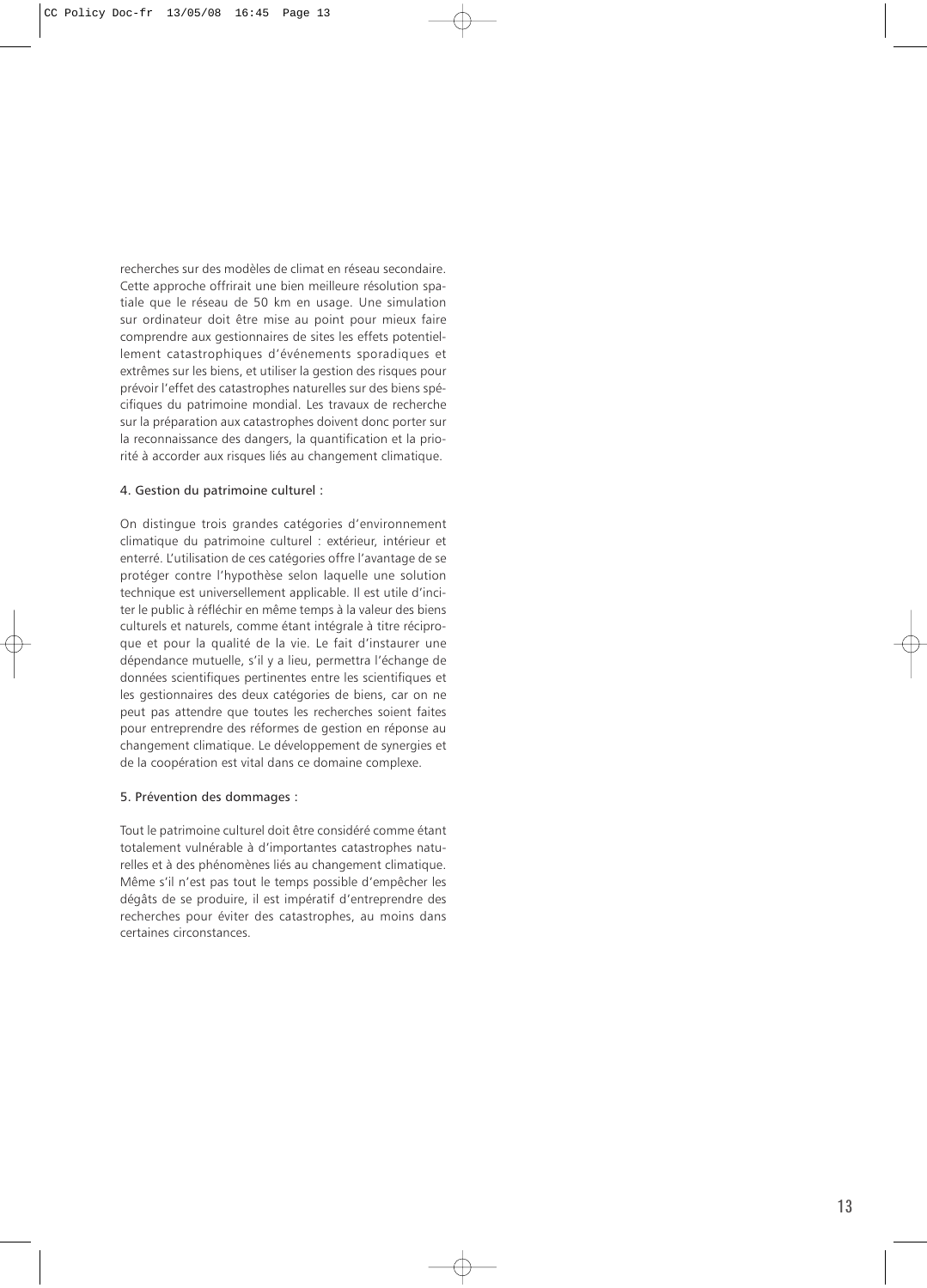recherches sur des modèles de climat en réseau secondaire. Cette approche offrirait une bien meilleure résolution spatiale que le réseau de 50 km en usage. Une simulation sur ordinateur doit être mise au point pour mieux faire comprendre aux gestionnaires de sites les effets potentiellement catastrophiques d'événements sporadiques et extrêmes sur les biens, et utiliser la gestion des risques pour prévoir l'effet des catastrophes naturelles sur des biens spécifiques du patrimoine mondial. Les travaux de recherche sur la préparation aux catastrophes doivent donc porter sur la reconnaissance des dangers, la quantification et la priorité à accorder aux risques liés au changement climatique.

4. Gestion du patrimoine culturel :

On distingue trois grandes catégories d'environnement climatique du patrimoine culturel : extérieur, intérieur et enterré. L'utilisation de ces catégories offre l'avantage de se protéger contre l'hypothèse selon laquelle une solution technique est universellement applicable. Il est utile d'inciter le public à réfléchir en même temps à la valeur des biens culturels et naturels, comme étant intégrale à titre réciproque et pour la qualité de la vie. Le fait d'instaurer une dépendance mutuelle, s'il y a lieu, permettra l'échange de données scientifiques pertinentes entre les scientifiques et les gestionnaires des deux catégories de biens, car on ne peut pas attendre que toutes les recherches soient faites pour entreprendre des réformes de gestion en réponse au changement climatique. Le développement de synergies et de la coopération est vital dans ce domaine complexe.

5. Prévention des dommages :

Tout le patrimoine culturel doit être considéré comme étant totalement vulnérable à d'importantes catastrophes naturelles et à des phénomènes liés au changement climatique. Même s'il n'est pas tout le temps possible d'empêcher les dégâts de se produire, il est impératif d'entreprendre des recherches pour éviter des catastrophes, au moins dans certaines circonstances.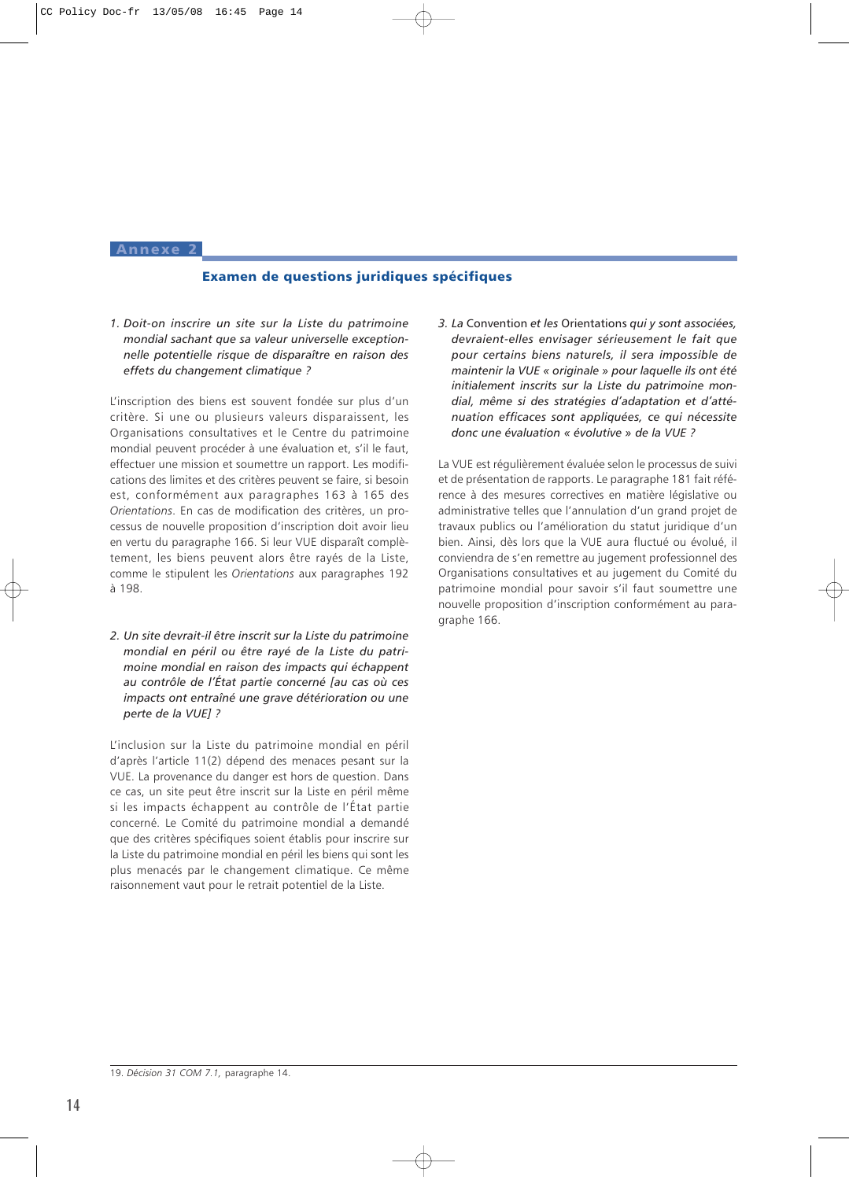## Annexe 2

### Examen de questions juridiques spécifiques

*1. Doit-on inscrire un site sur la Liste du patrimoine mondial sachant que sa valeur universelle exceptionnelle potentielle risque de disparaître en raison des effets du changement climatique ?*

L'inscription des biens est souvent fondée sur plus d'un critère. Si une ou plusieurs valeurs disparaissent, les Organisations consultatives et le Centre du patrimoine mondial peuvent procéder à une évaluation et, s'il le faut, effectuer une mission et soumettre un rapport. Les modifications des limites et des critères peuvent se faire, si besoin est, conformément aux paragraphes 163 à 165 des *Orientations*. En cas de modification des critères, un processus de nouvelle proposition d'inscription doit avoir lieu en vertu du paragraphe 166. Si leur VUE disparaît complètement, les biens peuvent alors être rayés de la Liste, comme le stipulent les *Orientations* aux paragraphes 192 à 198.

*2. Un site devrait-il être inscrit sur la Liste du patrimoine mondial en péril ou être rayé de la Liste du patrimoine mondial en raison des impacts qui échappent au contrôle de l'État partie concerné [au cas où ces impacts ont entraîné une grave détérioration ou une perte de la VUE] ?*

L'inclusion sur la Liste du patrimoine mondial en péril d'après l'article 11(2) dépend des menaces pesant sur la VUE. La provenance du danger est hors de question. Dans ce cas, un site peut être inscrit sur la Liste en péril même si les impacts échappent au contrôle de l'État partie concerné. Le Comité du patrimoine mondial a demandé que des critères spécifiques soient établis pour inscrire sur la Liste du patrimoine mondial en péril les biens qui sont les plus menacés par le changement climatique. Ce même raisonnement vaut pour le retrait potentiel de la Liste.

*3. La* Convention *et les* Orientations *qui y sont associées, devraient-elles envisager sérieusement le fait que pour certains biens naturels, il sera impossible de maintenir la VUE « originale » pour laquelle ils ont été initialement inscrits sur la Liste du patrimoine mondial, même si des stratégies d'adaptation et d'atténuation efficaces sont appliquées, ce qui nécessite donc une évaluation « évolutive » de la VUE ?*

La VUE est régulièrement évaluée selon le processus de suivi et de présentation de rapports. Le paragraphe 181 fait référence à des mesures correctives en matière législative ou administrative telles que l'annulation d'un grand projet de travaux publics ou l'amélioration du statut juridique d'un bien. Ainsi, dès lors que la VUE aura fluctué ou évolué, il conviendra de s'en remettre au jugement professionnel des Organisations consultatives et au jugement du Comité du patrimoine mondial pour savoir s'il faut soumettre une nouvelle proposition d'inscription conformément au paragraphe 166.

---

19. *Décision 31 COM 7.1*, paragraphe 14.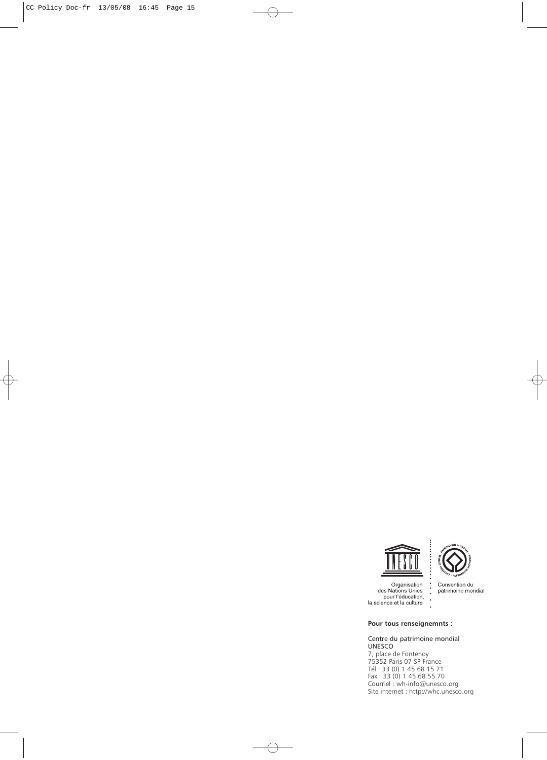Organisation des Nations Unies pour l'éducation, la science et la culture

Convention du patrimoine mondial

**Pour tous renseignemnts :**

Centre du patrimoine mondial
UNESCO
7, place de Fontenoy
75352 Paris 07 SP France
Tél : 33 (0) 1 45 68 15 71
Fax : 33 (0) 1 45 68 55 70
Courriel : wh-info@unesco.org
Site internet : http://whc.unesco.org